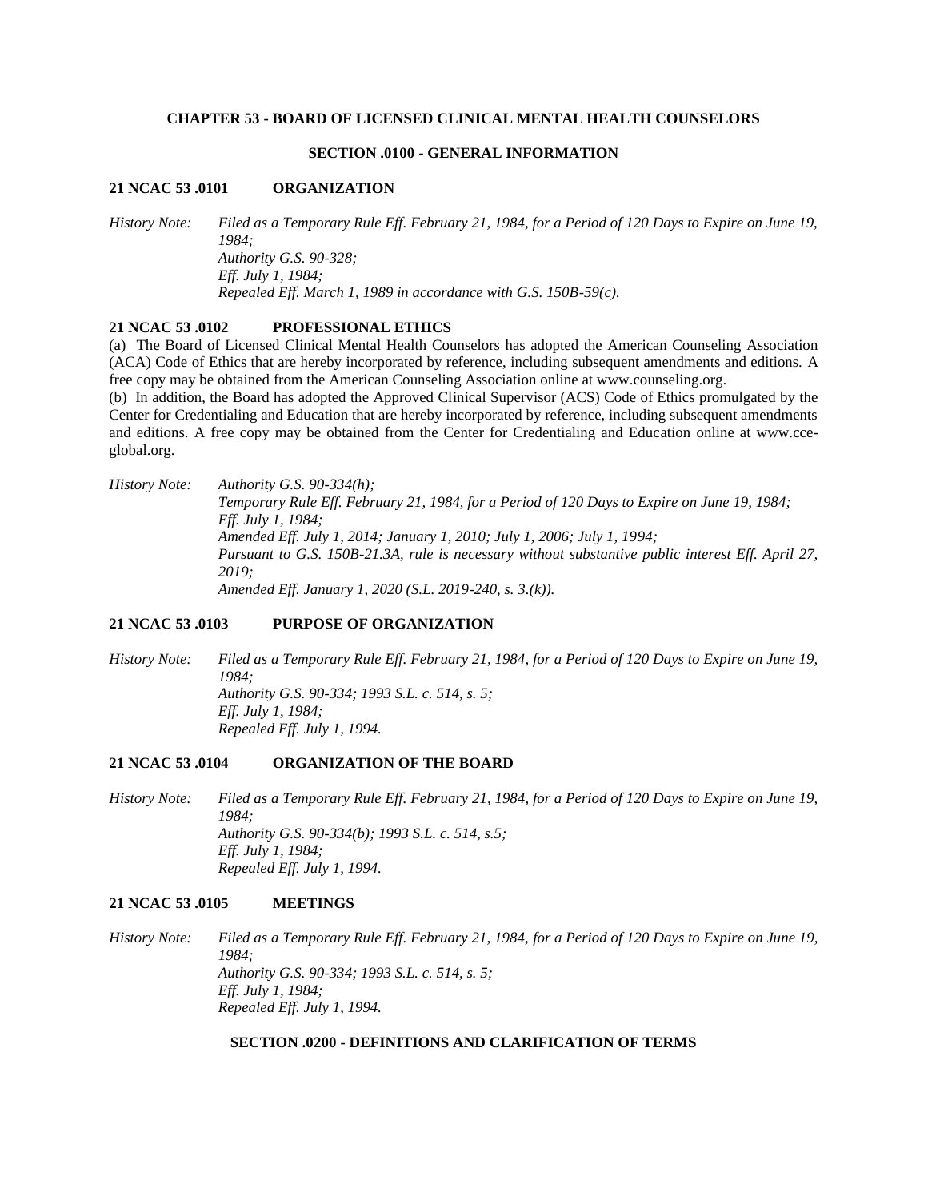# CHAPTER 53 - BOARD OF LICENSED CLINICAL MENTAL HEALTH COUNSELORS

## SECTION .0100 - GENERAL INFORMATION

### 21 NCAC 53 .0101 ORGANIZATION

*History Note: Filed as a Temporary Rule Eff. February 21, 1984, for a Period of 120 Days to Expire on June 19, 1984;*
*Authority G.S. 90-328;*
*Eff. July 1, 1984;*
*Repealed Eff. March 1, 1989 in accordance with G.S. 150B-59(c).*

### 21 NCAC 53 .0102 PROFESSIONAL ETHICS

(a) The Board of Licensed Clinical Mental Health Counselors has adopted the American Counseling Association (ACA) Code of Ethics that are hereby incorporated by reference, including subsequent amendments and editions. A free copy may be obtained from the American Counseling Association online at www.counseling.org.

(b) In addition, the Board has adopted the Approved Clinical Supervisor (ACS) Code of Ethics promulgated by the Center for Credentialing and Education that are hereby incorporated by reference, including subsequent amendments and editions. A free copy may be obtained from the Center for Credentialing and Education online at www.cce-global.org.

*History Note: Authority G.S. 90-334(h);*
*Temporary Rule Eff. February 21, 1984, for a Period of 120 Days to Expire on June 19, 1984;*
*Eff. July 1, 1984;*
*Amended Eff. July 1, 2014; January 1, 2010; July 1, 2006; July 1, 1994;*
*Pursuant to G.S. 150B-21.3A, rule is necessary without substantive public interest Eff. April 27, 2019;*
*Amended Eff. January 1, 2020 (S.L. 2019-240, s. 3.(k)).*

### 21 NCAC 53 .0103 PURPOSE OF ORGANIZATION

*History Note: Filed as a Temporary Rule Eff. February 21, 1984, for a Period of 120 Days to Expire on June 19, 1984;*
*Authority G.S. 90-334; 1993 S.L. c. 514, s. 5;*
*Eff. July 1, 1984;*
*Repealed Eff. July 1, 1994.*

### 21 NCAC 53 .0104 ORGANIZATION OF THE BOARD

*History Note: Filed as a Temporary Rule Eff. February 21, 1984, for a Period of 120 Days to Expire on June 19, 1984;*
*Authority G.S. 90-334(b); 1993 S.L. c. 514, s.5;*
*Eff. July 1, 1984;*
*Repealed Eff. July 1, 1994.*

### 21 NCAC 53 .0105 MEETINGS

*History Note: Filed as a Temporary Rule Eff. February 21, 1984, for a Period of 120 Days to Expire on June 19, 1984;*
*Authority G.S. 90-334; 1993 S.L. c. 514, s. 5;*
*Eff. July 1, 1984;*
*Repealed Eff. July 1, 1994.*

## SECTION .0200 - DEFINITIONS AND CLARIFICATION OF TERMS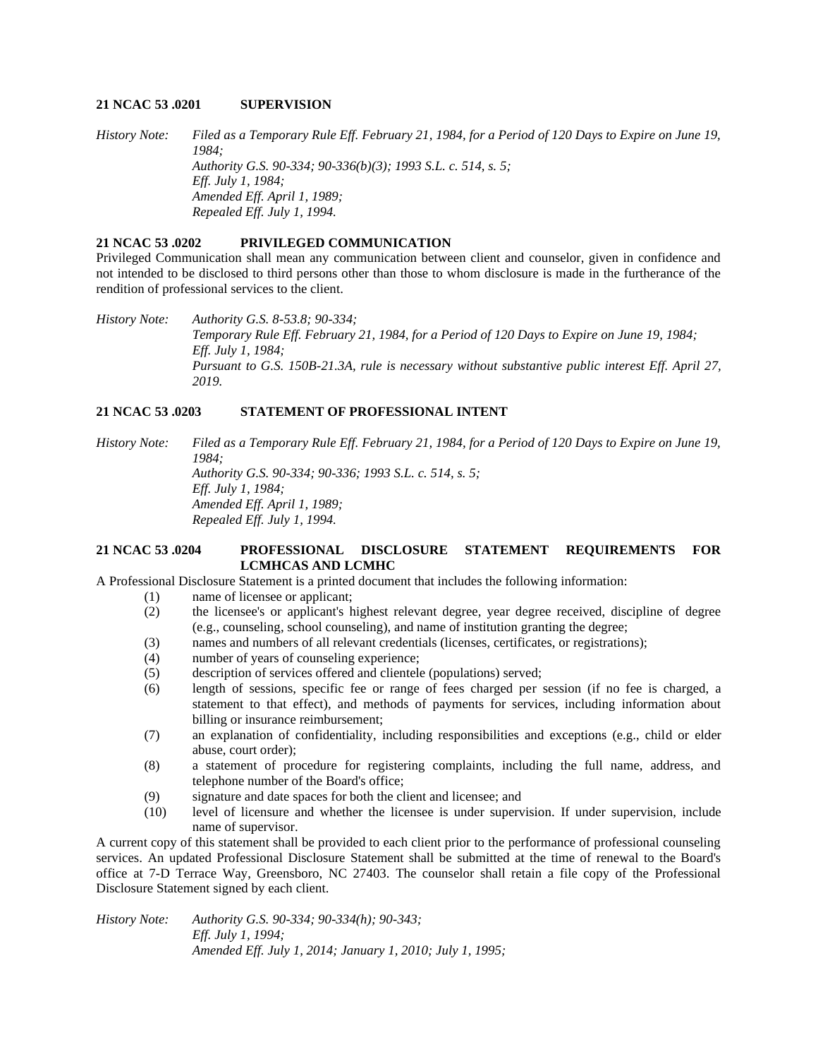**21 NCAC 53 .0201 SUPERVISION**

*History Note: Filed as a Temporary Rule Eff. February 21, 1984, for a Period of 120 Days to Expire on June 19, 1984;*
*Authority G.S. 90-334; 90-336(b)(3); 1993 S.L. c. 514, s. 5;*
*Eff. July 1, 1984;*
*Amended Eff. April 1, 1989;*
*Repealed Eff. July 1, 1994.*

**21 NCAC 53 .0202 PRIVILEGED COMMUNICATION**

Privileged Communication shall mean any communication between client and counselor, given in confidence and not intended to be disclosed to third persons other than those to whom disclosure is made in the furtherance of the rendition of professional services to the client.

*History Note: Authority G.S. 8-53.8; 90-334;*
*Temporary Rule Eff. February 21, 1984, for a Period of 120 Days to Expire on June 19, 1984;*
*Eff. July 1, 1984;*
*Pursuant to G.S. 150B-21.3A, rule is necessary without substantive public interest Eff. April 27, 2019.*

**21 NCAC 53 .0203 STATEMENT OF PROFESSIONAL INTENT**

*History Note: Filed as a Temporary Rule Eff. February 21, 1984, for a Period of 120 Days to Expire on June 19, 1984;*
*Authority G.S. 90-334; 90-336; 1993 S.L. c. 514, s. 5;*
*Eff. July 1, 1984;*
*Amended Eff. April 1, 1989;*
*Repealed Eff. July 1, 1994.*

**21 NCAC 53 .0204 PROFESSIONAL DISCLOSURE STATEMENT REQUIREMENTS FOR LCMHCAS AND LCMHC**

A Professional Disclosure Statement is a printed document that includes the following information:

(1) name of licensee or applicant;
(2) the licensee's or applicant's highest relevant degree, year degree received, discipline of degree (e.g., counseling, school counseling), and name of institution granting the degree;
(3) names and numbers of all relevant credentials (licenses, certificates, or registrations);
(4) number of years of counseling experience;
(5) description of services offered and clientele (populations) served;
(6) length of sessions, specific fee or range of fees charged per session (if no fee is charged, a statement to that effect), and methods of payments for services, including information about billing or insurance reimbursement;
(7) an explanation of confidentiality, including responsibilities and exceptions (e.g., child or elder abuse, court order);
(8) a statement of procedure for registering complaints, including the full name, address, and telephone number of the Board's office;
(9) signature and date spaces for both the client and licensee; and
(10) level of licensure and whether the licensee is under supervision. If under supervision, include name of supervisor.

A current copy of this statement shall be provided to each client prior to the performance of professional counseling services. An updated Professional Disclosure Statement shall be submitted at the time of renewal to the Board's office at 7-D Terrace Way, Greensboro, NC 27403. The counselor shall retain a file copy of the Professional Disclosure Statement signed by each client.

*History Note: Authority G.S. 90-334; 90-334(h); 90-343;*
*Eff. July 1, 1994;*
*Amended Eff. July 1, 2014; January 1, 2010; July 1, 1995;*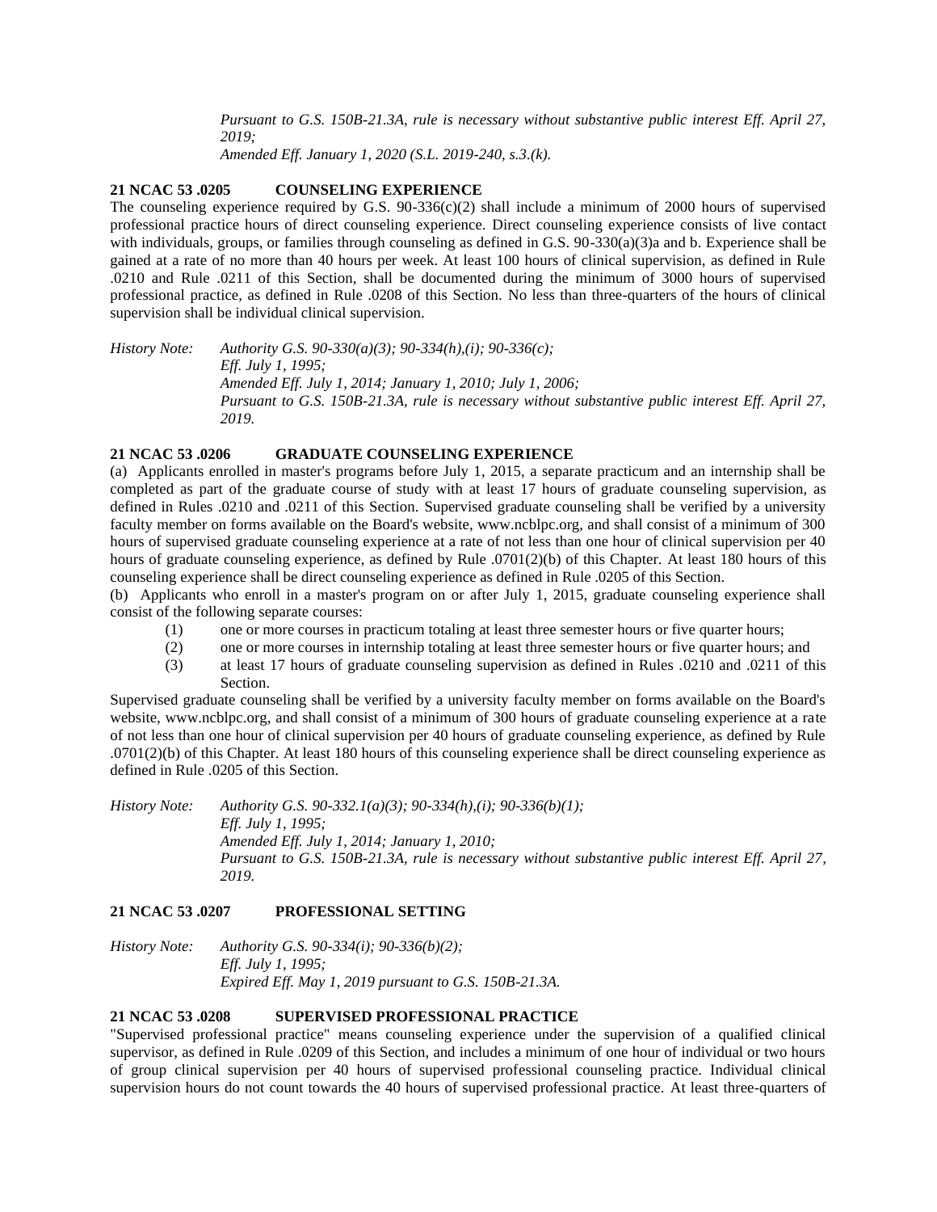*Pursuant to G.S. 150B-21.3A, rule is necessary without substantive public interest Eff. April 27, 2019;*
*Amended Eff. January 1, 2020 (S.L. 2019-240, s.3.(k).*

**21 NCAC 53 .0205 COUNSELING EXPERIENCE**

The counseling experience required by G.S. 90-336(c)(2) shall include a minimum of 2000 hours of supervised professional practice hours of direct counseling experience. Direct counseling experience consists of live contact with individuals, groups, or families through counseling as defined in G.S. 90-330(a)(3)a and b. Experience shall be gained at a rate of no more than 40 hours per week. At least 100 hours of clinical supervision, as defined in Rule .0210 and Rule .0211 of this Section, shall be documented during the minimum of 3000 hours of supervised professional practice, as defined in Rule .0208 of this Section. No less than three-quarters of the hours of clinical supervision shall be individual clinical supervision.

*History Note: Authority G.S. 90-330(a)(3); 90-334(h),(i); 90-336(c);*
*Eff. July 1, 1995;*
*Amended Eff. July 1, 2014; January 1, 2010; July 1, 2006;*
*Pursuant to G.S. 150B-21.3A, rule is necessary without substantive public interest Eff. April 27, 2019.*

**21 NCAC 53 .0206 GRADUATE COUNSELING EXPERIENCE**

(a) Applicants enrolled in master's programs before July 1, 2015, a separate practicum and an internship shall be completed as part of the graduate course of study with at least 17 hours of graduate counseling supervision, as defined in Rules .0210 and .0211 of this Section. Supervised graduate counseling shall be verified by a university faculty member on forms available on the Board's website, www.ncblpc.org, and shall consist of a minimum of 300 hours of supervised graduate counseling experience at a rate of not less than one hour of clinical supervision per 40 hours of graduate counseling experience, as defined by Rule .0701(2)(b) of this Chapter. At least 180 hours of this counseling experience shall be direct counseling experience as defined in Rule .0205 of this Section.

(b) Applicants who enroll in a master's program on or after July 1, 2015, graduate counseling experience shall consist of the following separate courses:

(1) one or more courses in practicum totaling at least three semester hours or five quarter hours;
(2) one or more courses in internship totaling at least three semester hours or five quarter hours; and
(3) at least 17 hours of graduate counseling supervision as defined in Rules .0210 and .0211 of this Section.

Supervised graduate counseling shall be verified by a university faculty member on forms available on the Board's website, www.ncblpc.org, and shall consist of a minimum of 300 hours of graduate counseling experience at a rate of not less than one hour of clinical supervision per 40 hours of graduate counseling experience, as defined by Rule .0701(2)(b) of this Chapter. At least 180 hours of this counseling experience shall be direct counseling experience as defined in Rule .0205 of this Section.

*History Note: Authority G.S. 90-332.1(a)(3); 90-334(h),(i); 90-336(b)(1);*
*Eff. July 1, 1995;*
*Amended Eff. July 1, 2014; January 1, 2010;*
*Pursuant to G.S. 150B-21.3A, rule is necessary without substantive public interest Eff. April 27, 2019.*

**21 NCAC 53 .0207 PROFESSIONAL SETTING**

*History Note: Authority G.S. 90-334(i); 90-336(b)(2);*
*Eff. July 1, 1995;*
*Expired Eff. May 1, 2019 pursuant to G.S. 150B-21.3A.*

**21 NCAC 53 .0208 SUPERVISED PROFESSIONAL PRACTICE**

"Supervised professional practice" means counseling experience under the supervision of a qualified clinical supervisor, as defined in Rule .0209 of this Section, and includes a minimum of one hour of individual or two hours of group clinical supervision per 40 hours of supervised professional counseling practice. Individual clinical supervision hours do not count towards the 40 hours of supervised professional practice. At least three-quarters of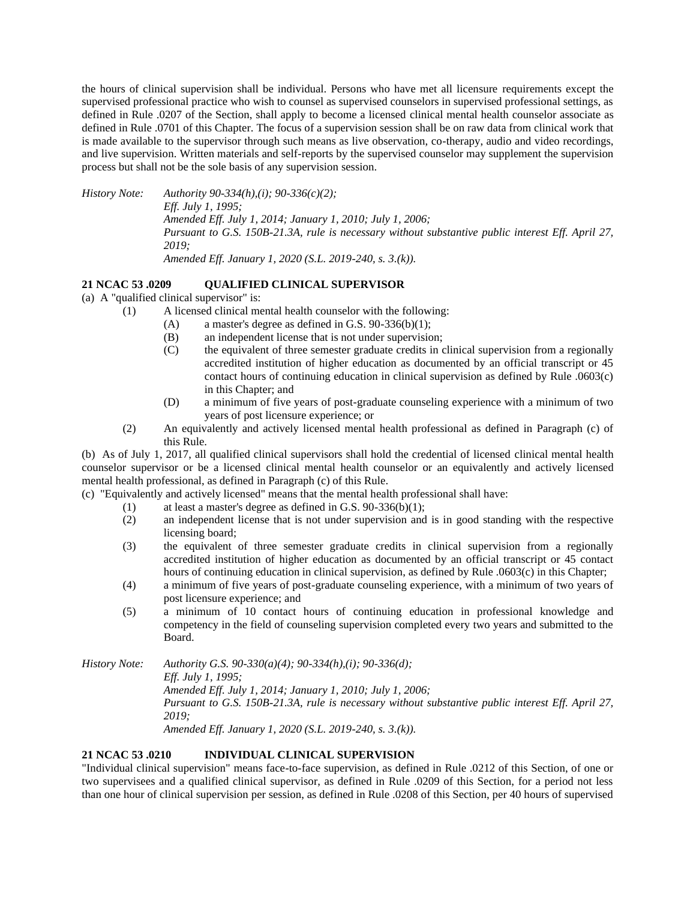the hours of clinical supervision shall be individual. Persons who have met all licensure requirements except the supervised professional practice who wish to counsel as supervised counselors in supervised professional settings, as defined in Rule .0207 of the Section, shall apply to become a licensed clinical mental health counselor associate as defined in Rule .0701 of this Chapter. The focus of a supervision session shall be on raw data from clinical work that is made available to the supervisor through such means as live observation, co-therapy, audio and video recordings, and live supervision. Written materials and self-reports by the supervised counselor may supplement the supervision process but shall not be the sole basis of any supervision session.

*History Note: Authority 90-334(h),(i); 90-336(c)(2);*
*Eff. July 1, 1995;*
*Amended Eff. July 1, 2014; January 1, 2010; July 1, 2006;*
*Pursuant to G.S. 150B-21.3A, rule is necessary without substantive public interest Eff. April 27, 2019;*
*Amended Eff. January 1, 2020 (S.L. 2019-240, s. 3.(k)).*

**21 NCAC 53 .0209 QUALIFIED CLINICAL SUPERVISOR**

(a) A "qualified clinical supervisor" is:

- (1) A licensed clinical mental health counselor with the following:
  - (A) a master's degree as defined in G.S. 90-336(b)(1);
  - (B) an independent license that is not under supervision;
  - (C) the equivalent of three semester graduate credits in clinical supervision from a regionally accredited institution of higher education as documented by an official transcript or 45 contact hours of continuing education in clinical supervision as defined by Rule .0603(c) in this Chapter; and
  - (D) a minimum of five years of post-graduate counseling experience with a minimum of two years of post licensure experience; or
- (2) An equivalently and actively licensed mental health professional as defined in Paragraph (c) of this Rule.

(b) As of July 1, 2017, all qualified clinical supervisors shall hold the credential of licensed clinical mental health counselor supervisor or be a licensed clinical mental health counselor or an equivalently and actively licensed mental health professional, as defined in Paragraph (c) of this Rule.

(c) "Equivalently and actively licensed" means that the mental health professional shall have:

- (1) at least a master's degree as defined in G.S. 90-336(b)(1);
- (2) an independent license that is not under supervision and is in good standing with the respective licensing board;
- (3) the equivalent of three semester graduate credits in clinical supervision from a regionally accredited institution of higher education as documented by an official transcript or 45 contact hours of continuing education in clinical supervision, as defined by Rule .0603(c) in this Chapter;
- (4) a minimum of five years of post-graduate counseling experience, with a minimum of two years of post licensure experience; and
- (5) a minimum of 10 contact hours of continuing education in professional knowledge and competency in the field of counseling supervision completed every two years and submitted to the Board.

*History Note: Authority G.S. 90-330(a)(4); 90-334(h),(i); 90-336(d);*
*Eff. July 1, 1995;*
*Amended Eff. July 1, 2014; January 1, 2010; July 1, 2006;*
*Pursuant to G.S. 150B-21.3A, rule is necessary without substantive public interest Eff. April 27, 2019;*
*Amended Eff. January 1, 2020 (S.L. 2019-240, s. 3.(k)).*

**21 NCAC 53 .0210 INDIVIDUAL CLINICAL SUPERVISION**

"Individual clinical supervision" means face-to-face supervision, as defined in Rule .0212 of this Section, of one or two supervisees and a qualified clinical supervisor, as defined in Rule .0209 of this Section, for a period not less than one hour of clinical supervision per session, as defined in Rule .0208 of this Section, per 40 hours of supervised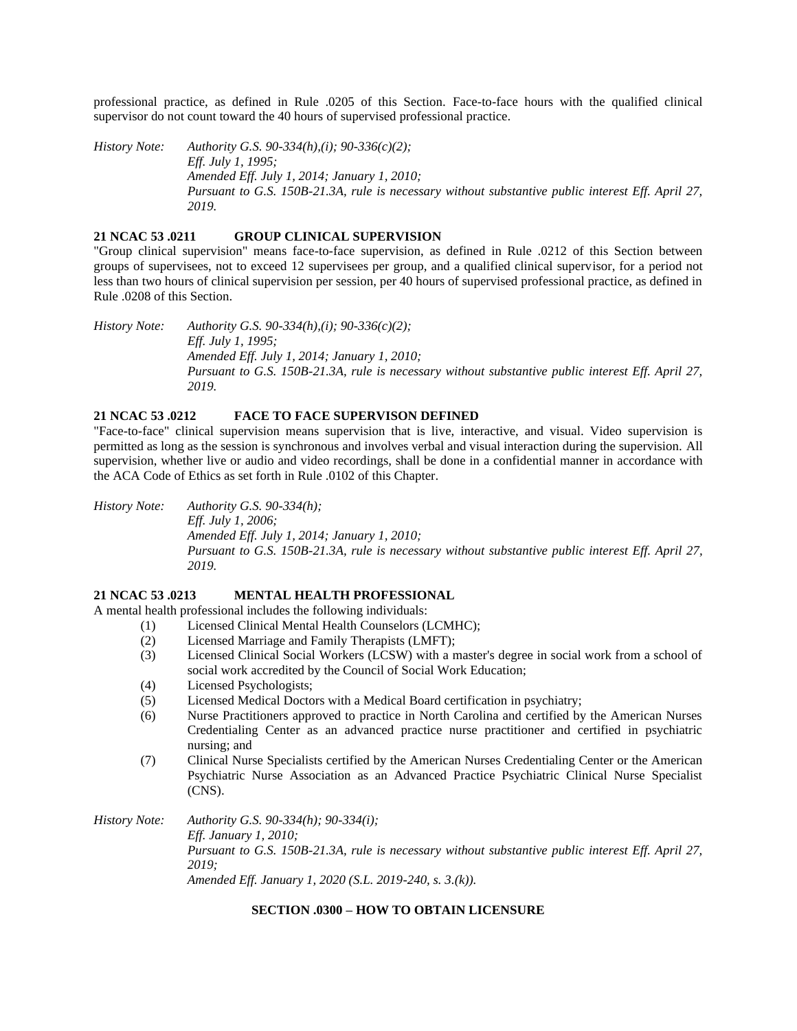professional practice, as defined in Rule .0205 of this Section. Face-to-face hours with the qualified clinical supervisor do not count toward the 40 hours of supervised professional practice.

*History Note: Authority G.S. 90-334(h),(i); 90-336(c)(2);*
*Eff. July 1, 1995;*
*Amended Eff. July 1, 2014; January 1, 2010;*
*Pursuant to G.S. 150B-21.3A, rule is necessary without substantive public interest Eff. April 27, 2019.*

### 21 NCAC 53 .0211 GROUP CLINICAL SUPERVISION

"Group clinical supervision" means face-to-face supervision, as defined in Rule .0212 of this Section between groups of supervisees, not to exceed 12 supervisees per group, and a qualified clinical supervisor, for a period not less than two hours of clinical supervision per session, per 40 hours of supervised professional practice, as defined in Rule .0208 of this Section.

*History Note: Authority G.S. 90-334(h),(i); 90-336(c)(2);*
*Eff. July 1, 1995;*
*Amended Eff. July 1, 2014; January 1, 2010;*
*Pursuant to G.S. 150B-21.3A, rule is necessary without substantive public interest Eff. April 27, 2019.*

### 21 NCAC 53 .0212 FACE TO FACE SUPERVISON DEFINED

"Face-to-face" clinical supervision means supervision that is live, interactive, and visual. Video supervision is permitted as long as the session is synchronous and involves verbal and visual interaction during the supervision. All supervision, whether live or audio and video recordings, shall be done in a confidential manner in accordance with the ACA Code of Ethics as set forth in Rule .0102 of this Chapter.

*History Note: Authority G.S. 90-334(h);*
*Eff. July 1, 2006;*
*Amended Eff. July 1, 2014; January 1, 2010;*
*Pursuant to G.S. 150B-21.3A, rule is necessary without substantive public interest Eff. April 27, 2019.*

### 21 NCAC 53 .0213 MENTAL HEALTH PROFESSIONAL

A mental health professional includes the following individuals:

(1) Licensed Clinical Mental Health Counselors (LCMHC);
(2) Licensed Marriage and Family Therapists (LMFT);
(3) Licensed Clinical Social Workers (LCSW) with a master's degree in social work from a school of social work accredited by the Council of Social Work Education;
(4) Licensed Psychologists;
(5) Licensed Medical Doctors with a Medical Board certification in psychiatry;
(6) Nurse Practitioners approved to practice in North Carolina and certified by the American Nurses Credentialing Center as an advanced practice nurse practitioner and certified in psychiatric nursing; and
(7) Clinical Nurse Specialists certified by the American Nurses Credentialing Center or the American Psychiatric Nurse Association as an Advanced Practice Psychiatric Clinical Nurse Specialist (CNS).

*History Note: Authority G.S. 90-334(h); 90-334(i);*
*Eff. January 1, 2010;*
*Pursuant to G.S. 150B-21.3A, rule is necessary without substantive public interest Eff. April 27, 2019;*
*Amended Eff. January 1, 2020 (S.L. 2019-240, s. 3.(k)).*

## SECTION .0300 – HOW TO OBTAIN LICENSURE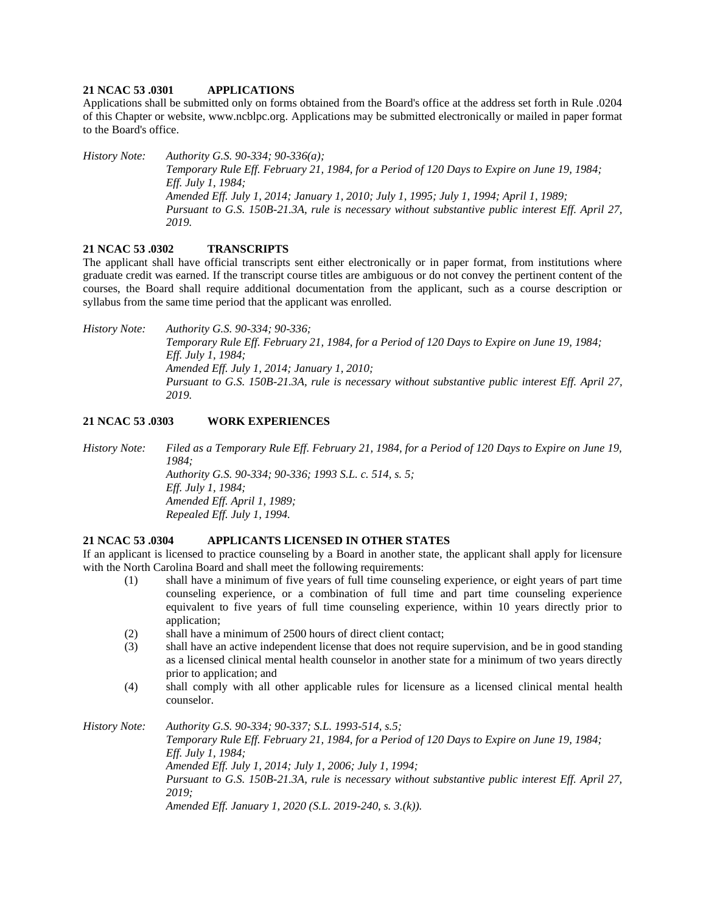**21 NCAC 53 .0301 APPLICATIONS**

Applications shall be submitted only on forms obtained from the Board's office at the address set forth in Rule .0204 of this Chapter or website, www.ncblpc.org. Applications may be submitted electronically or mailed in paper format to the Board's office.

*History Note: Authority G.S. 90-334; 90-336(a);*
*Temporary Rule Eff. February 21, 1984, for a Period of 120 Days to Expire on June 19, 1984;*
*Eff. July 1, 1984;*
*Amended Eff. July 1, 2014; January 1, 2010; July 1, 1995; July 1, 1994; April 1, 1989;*
*Pursuant to G.S. 150B-21.3A, rule is necessary without substantive public interest Eff. April 27, 2019.*

**21 NCAC 53 .0302 TRANSCRIPTS**

The applicant shall have official transcripts sent either electronically or in paper format, from institutions where graduate credit was earned. If the transcript course titles are ambiguous or do not convey the pertinent content of the courses, the Board shall require additional documentation from the applicant, such as a course description or syllabus from the same time period that the applicant was enrolled.

*History Note: Authority G.S. 90-334; 90-336;*
*Temporary Rule Eff. February 21, 1984, for a Period of 120 Days to Expire on June 19, 1984;*
*Eff. July 1, 1984;*
*Amended Eff. July 1, 2014; January 1, 2010;*
*Pursuant to G.S. 150B-21.3A, rule is necessary without substantive public interest Eff. April 27, 2019.*

**21 NCAC 53 .0303 WORK EXPERIENCES**

*History Note: Filed as a Temporary Rule Eff. February 21, 1984, for a Period of 120 Days to Expire on June 19, 1984;*
*Authority G.S. 90-334; 90-336; 1993 S.L. c. 514, s. 5;*
*Eff. July 1, 1984;*
*Amended Eff. April 1, 1989;*
*Repealed Eff. July 1, 1994.*

**21 NCAC 53 .0304 APPLICANTS LICENSED IN OTHER STATES**

If an applicant is licensed to practice counseling by a Board in another state, the applicant shall apply for licensure with the North Carolina Board and shall meet the following requirements:

(1) shall have a minimum of five years of full time counseling experience, or eight years of part time counseling experience, or a combination of full time and part time counseling experience equivalent to five years of full time counseling experience, within 10 years directly prior to application;

(2) shall have a minimum of 2500 hours of direct client contact;

(3) shall have an active independent license that does not require supervision, and be in good standing as a licensed clinical mental health counselor in another state for a minimum of two years directly prior to application; and

(4) shall comply with all other applicable rules for licensure as a licensed clinical mental health counselor.

*History Note: Authority G.S. 90-334; 90-337; S.L. 1993-514, s.5;*
*Temporary Rule Eff. February 21, 1984, for a Period of 120 Days to Expire on June 19, 1984;*
*Eff. July 1, 1984;*
*Amended Eff. July 1, 2014; July 1, 2006; July 1, 1994;*
*Pursuant to G.S. 150B-21.3A, rule is necessary without substantive public interest Eff. April 27, 2019;*
*Amended Eff. January 1, 2020 (S.L. 2019-240, s. 3.(k)).*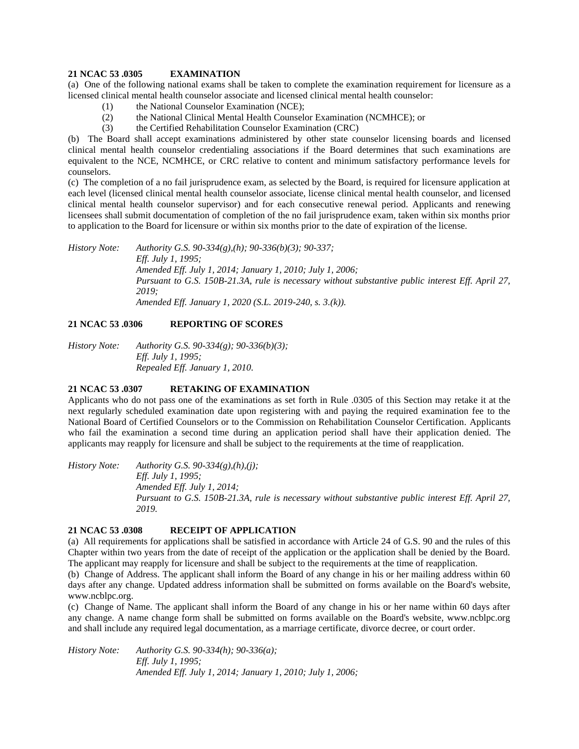**21 NCAC 53 .0305 EXAMINATION**

(a) One of the following national exams shall be taken to complete the examination requirement for licensure as a licensed clinical mental health counselor associate and licensed clinical mental health counselor:

(1) the National Counselor Examination (NCE);

(2) the National Clinical Mental Health Counselor Examination (NCMHCE); or

(3) the Certified Rehabilitation Counselor Examination (CRC)

(b) The Board shall accept examinations administered by other state counselor licensing boards and licensed clinical mental health counselor credentialing associations if the Board determines that such examinations are equivalent to the NCE, NCMHCE, or CRC relative to content and minimum satisfactory performance levels for counselors.

(c) The completion of a no fail jurisprudence exam, as selected by the Board, is required for licensure application at each level (licensed clinical mental health counselor associate, license clinical mental health counselor, and licensed clinical mental health counselor supervisor) and for each consecutive renewal period. Applicants and renewing licensees shall submit documentation of completion of the no fail jurisprudence exam, taken within six months prior to application to the Board for licensure or within six months prior to the date of expiration of the license.

*History Note: Authority G.S. 90-334(g),(h); 90-336(b)(3); 90-337;*
*Eff. July 1, 1995;*
*Amended Eff. July 1, 2014; January 1, 2010; July 1, 2006;*
*Pursuant to G.S. 150B-21.3A, rule is necessary without substantive public interest Eff. April 27, 2019;*
*Amended Eff. January 1, 2020 (S.L. 2019-240, s. 3.(k)).*

**21 NCAC 53 .0306 REPORTING OF SCORES**

*History Note: Authority G.S. 90-334(g); 90-336(b)(3);*
*Eff. July 1, 1995;*
*Repealed Eff. January 1, 2010.*

**21 NCAC 53 .0307 RETAKING OF EXAMINATION**

Applicants who do not pass one of the examinations as set forth in Rule .0305 of this Section may retake it at the next regularly scheduled examination date upon registering with and paying the required examination fee to the National Board of Certified Counselors or to the Commission on Rehabilitation Counselor Certification. Applicants who fail the examination a second time during an application period shall have their application denied. The applicants may reapply for licensure and shall be subject to the requirements at the time of reapplication.

*History Note: Authority G.S. 90-334(g),(h),(j);*
*Eff. July 1, 1995;*
*Amended Eff. July 1, 2014;*
*Pursuant to G.S. 150B-21.3A, rule is necessary without substantive public interest Eff. April 27, 2019.*

**21 NCAC 53 .0308 RECEIPT OF APPLICATION**

(a) All requirements for applications shall be satisfied in accordance with Article 24 of G.S. 90 and the rules of this Chapter within two years from the date of receipt of the application or the application shall be denied by the Board. The applicant may reapply for licensure and shall be subject to the requirements at the time of reapplication.

(b) Change of Address. The applicant shall inform the Board of any change in his or her mailing address within 60 days after any change. Updated address information shall be submitted on forms available on the Board's website, www.ncblpc.org.

(c) Change of Name. The applicant shall inform the Board of any change in his or her name within 60 days after any change. A name change form shall be submitted on forms available on the Board's website, www.ncblpc.org and shall include any required legal documentation, as a marriage certificate, divorce decree, or court order.

*History Note: Authority G.S. 90-334(h); 90-336(a);*
*Eff. July 1, 1995;*
*Amended Eff. July 1, 2014; January 1, 2010; July 1, 2006;*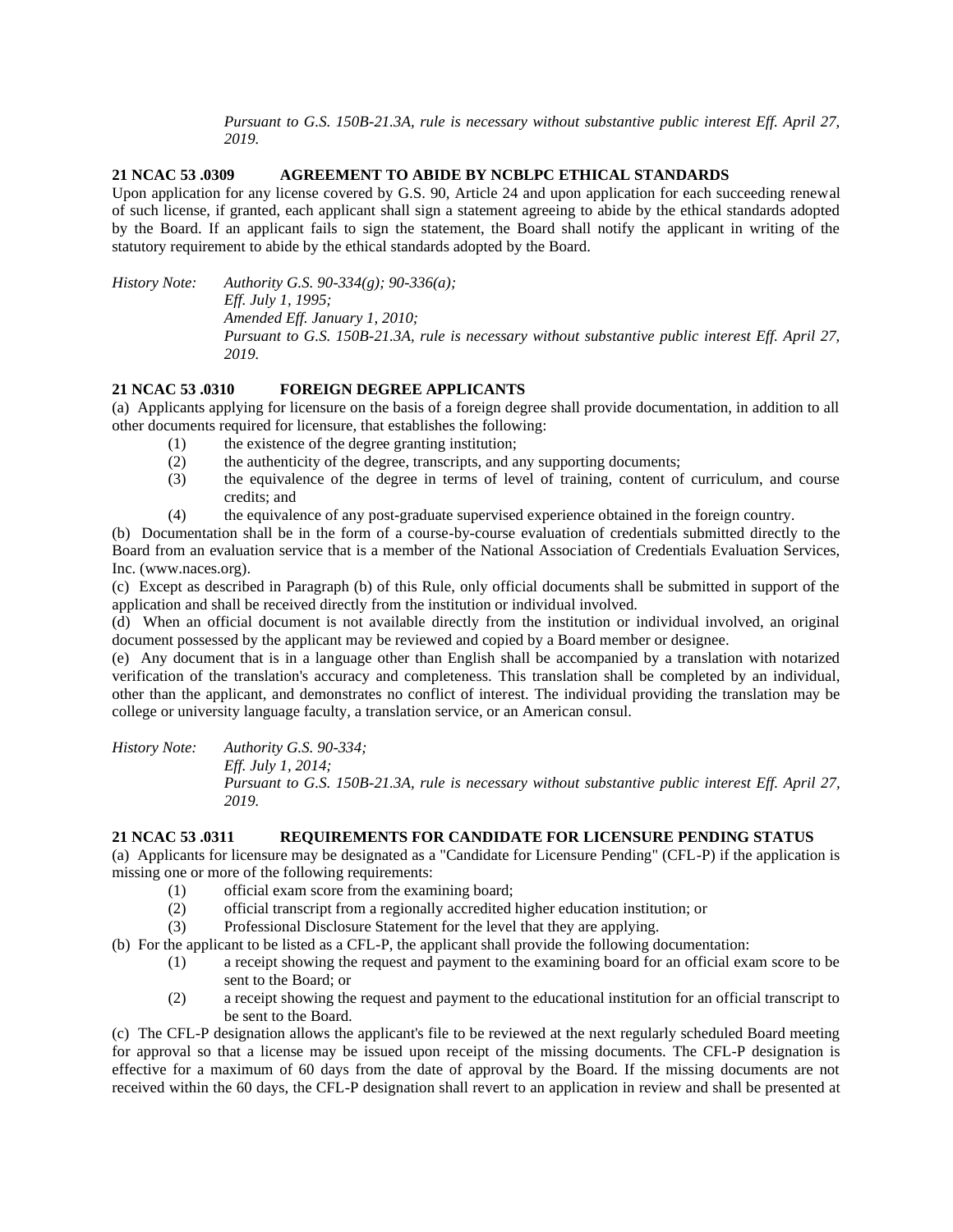*Pursuant to G.S. 150B-21.3A, rule is necessary without substantive public interest Eff. April 27, 2019.*

**21 NCAC 53 .0309 AGREEMENT TO ABIDE BY NCBLPC ETHICAL STANDARDS**

Upon application for any license covered by G.S. 90, Article 24 and upon application for each succeeding renewal of such license, if granted, each applicant shall sign a statement agreeing to abide by the ethical standards adopted by the Board. If an applicant fails to sign the statement, the Board shall notify the applicant in writing of the statutory requirement to abide by the ethical standards adopted by the Board.

*History Note: Authority G.S. 90-334(g); 90-336(a);*
*Eff. July 1, 1995;*
*Amended Eff. January 1, 2010;*
*Pursuant to G.S. 150B-21.3A, rule is necessary without substantive public interest Eff. April 27, 2019.*

**21 NCAC 53 .0310 FOREIGN DEGREE APPLICANTS**

(a) Applicants applying for licensure on the basis of a foreign degree shall provide documentation, in addition to all other documents required for licensure, that establishes the following:

(1) the existence of the degree granting institution;
(2) the authenticity of the degree, transcripts, and any supporting documents;
(3) the equivalence of the degree in terms of level of training, content of curriculum, and course credits; and
(4) the equivalence of any post-graduate supervised experience obtained in the foreign country.

(b) Documentation shall be in the form of a course-by-course evaluation of credentials submitted directly to the Board from an evaluation service that is a member of the National Association of Credentials Evaluation Services, Inc. (www.naces.org).

(c) Except as described in Paragraph (b) of this Rule, only official documents shall be submitted in support of the application and shall be received directly from the institution or individual involved.

(d) When an official document is not available directly from the institution or individual involved, an original document possessed by the applicant may be reviewed and copied by a Board member or designee.

(e) Any document that is in a language other than English shall be accompanied by a translation with notarized verification of the translation's accuracy and completeness. This translation shall be completed by an individual, other than the applicant, and demonstrates no conflict of interest. The individual providing the translation may be college or university language faculty, a translation service, or an American consul.

*History Note: Authority G.S. 90-334;*
*Eff. July 1, 2014;*
*Pursuant to G.S. 150B-21.3A, rule is necessary without substantive public interest Eff. April 27, 2019.*

**21 NCAC 53 .0311 REQUIREMENTS FOR CANDIDATE FOR LICENSURE PENDING STATUS**

(a) Applicants for licensure may be designated as a "Candidate for Licensure Pending" (CFL-P) if the application is missing one or more of the following requirements:

(1) official exam score from the examining board;
(2) official transcript from a regionally accredited higher education institution; or
(3) Professional Disclosure Statement for the level that they are applying.

(b) For the applicant to be listed as a CFL-P, the applicant shall provide the following documentation:

(1) a receipt showing the request and payment to the examining board for an official exam score to be sent to the Board; or
(2) a receipt showing the request and payment to the educational institution for an official transcript to be sent to the Board.

(c) The CFL-P designation allows the applicant's file to be reviewed at the next regularly scheduled Board meeting for approval so that a license may be issued upon receipt of the missing documents. The CFL-P designation is effective for a maximum of 60 days from the date of approval by the Board. If the missing documents are not received within the 60 days, the CFL-P designation shall revert to an application in review and shall be presented at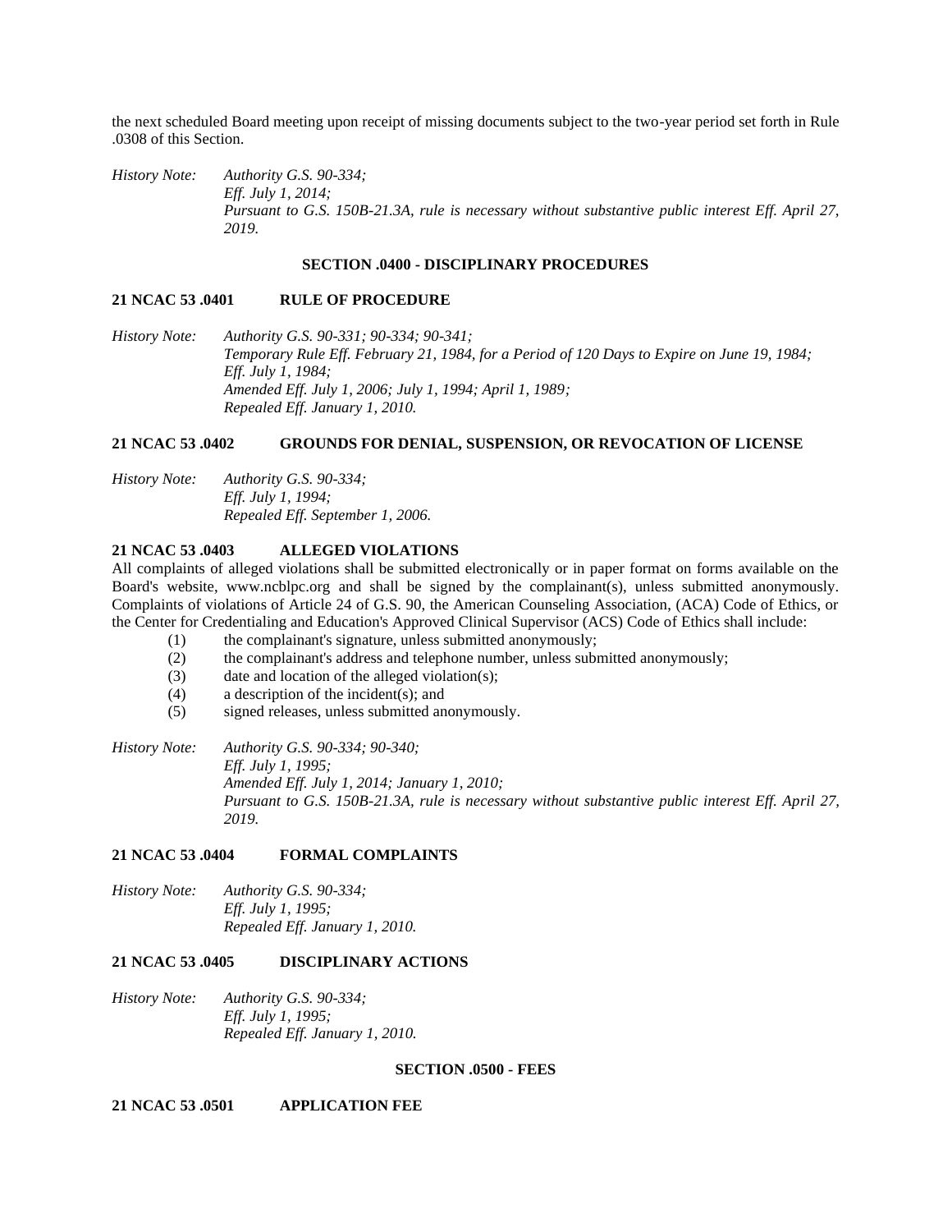the next scheduled Board meeting upon receipt of missing documents subject to the two-year period set forth in Rule .0308 of this Section.

*History Note: Authority G.S. 90-334;*
*Eff. July 1, 2014;*
*Pursuant to G.S. 150B-21.3A, rule is necessary without substantive public interest Eff. April 27, 2019.*

## SECTION .0400 - DISCIPLINARY PROCEDURES

### 21 NCAC 53 .0401 RULE OF PROCEDURE

*History Note: Authority G.S. 90-331; 90-334; 90-341;*
*Temporary Rule Eff. February 21, 1984, for a Period of 120 Days to Expire on June 19, 1984;*
*Eff. July 1, 1984;*
*Amended Eff. July 1, 2006; July 1, 1994; April 1, 1989;*
*Repealed Eff. January 1, 2010.*

### 21 NCAC 53 .0402 GROUNDS FOR DENIAL, SUSPENSION, OR REVOCATION OF LICENSE

*History Note: Authority G.S. 90-334;*
*Eff. July 1, 1994;*
*Repealed Eff. September 1, 2006.*

### 21 NCAC 53 .0403 ALLEGED VIOLATIONS

All complaints of alleged violations shall be submitted electronically or in paper format on forms available on the Board's website, www.ncblpc.org and shall be signed by the complainant(s), unless submitted anonymously. Complaints of violations of Article 24 of G.S. 90, the American Counseling Association, (ACA) Code of Ethics, or the Center for Credentialing and Education's Approved Clinical Supervisor (ACS) Code of Ethics shall include:

(1) the complainant's signature, unless submitted anonymously;
(2) the complainant's address and telephone number, unless submitted anonymously;
(3) date and location of the alleged violation(s);
(4) a description of the incident(s); and
(5) signed releases, unless submitted anonymously.

*History Note: Authority G.S. 90-334; 90-340;*
*Eff. July 1, 1995;*
*Amended Eff. July 1, 2014; January 1, 2010;*
*Pursuant to G.S. 150B-21.3A, rule is necessary without substantive public interest Eff. April 27, 2019.*

### 21 NCAC 53 .0404 FORMAL COMPLAINTS

*History Note: Authority G.S. 90-334;*
*Eff. July 1, 1995;*
*Repealed Eff. January 1, 2010.*

### 21 NCAC 53 .0405 DISCIPLINARY ACTIONS

*History Note: Authority G.S. 90-334;*
*Eff. July 1, 1995;*
*Repealed Eff. January 1, 2010.*

## SECTION .0500 - FEES

### 21 NCAC 53 .0501 APPLICATION FEE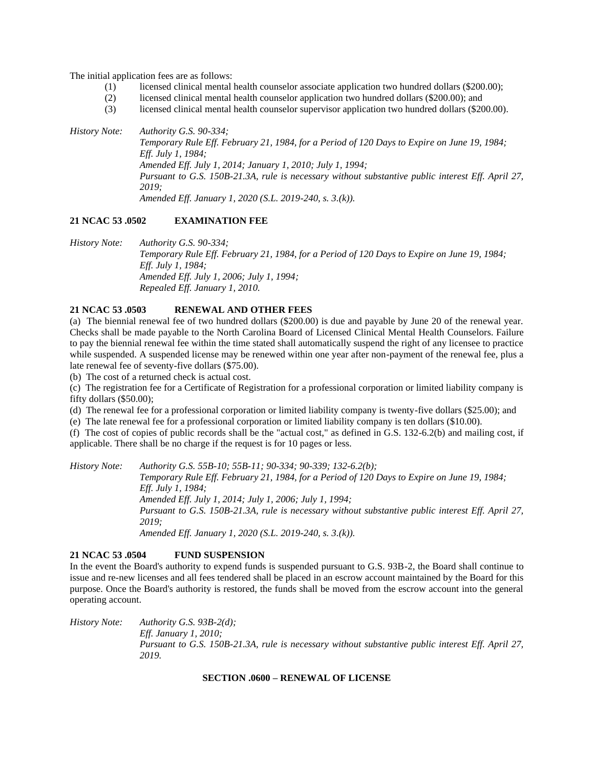The initial application fees are as follows:

(1) licensed clinical mental health counselor associate application two hundred dollars ($200.00);
(2) licensed clinical mental health counselor application two hundred dollars ($200.00); and
(3) licensed clinical mental health counselor supervisor application two hundred dollars ($200.00).

*History Note: Authority G.S. 90-334;*
*Temporary Rule Eff. February 21, 1984, for a Period of 120 Days to Expire on June 19, 1984;*
*Eff. July 1, 1984;*
*Amended Eff. July 1, 2014; January 1, 2010; July 1, 1994;*
*Pursuant to G.S. 150B-21.3A, rule is necessary without substantive public interest Eff. April 27, 2019;*
*Amended Eff. January 1, 2020 (S.L. 2019-240, s. 3.(k)).*

**21 NCAC 53 .0502 EXAMINATION FEE**

*History Note: Authority G.S. 90-334;*
*Temporary Rule Eff. February 21, 1984, for a Period of 120 Days to Expire on June 19, 1984;*
*Eff. July 1, 1984;*
*Amended Eff. July 1, 2006; July 1, 1994;*
*Repealed Eff. January 1, 2010.*

**21 NCAC 53 .0503 RENEWAL AND OTHER FEES**

(a) The biennial renewal fee of two hundred dollars ($200.00) is due and payable by June 20 of the renewal year. Checks shall be made payable to the North Carolina Board of Licensed Clinical Mental Health Counselors. Failure to pay the biennial renewal fee within the time stated shall automatically suspend the right of any licensee to practice while suspended. A suspended license may be renewed within one year after non-payment of the renewal fee, plus a late renewal fee of seventy-five dollars ($75.00).

(b) The cost of a returned check is actual cost.

(c) The registration fee for a Certificate of Registration for a professional corporation or limited liability company is fifty dollars ($50.00);

(d) The renewal fee for a professional corporation or limited liability company is twenty-five dollars ($25.00); and

(e) The late renewal fee for a professional corporation or limited liability company is ten dollars ($10.00).

(f) The cost of copies of public records shall be the "actual cost," as defined in G.S. 132-6.2(b) and mailing cost, if applicable. There shall be no charge if the request is for 10 pages or less.

*History Note: Authority G.S. 55B-10; 55B-11; 90-334; 90-339; 132-6.2(b);*
*Temporary Rule Eff. February 21, 1984, for a Period of 120 Days to Expire on June 19, 1984;*
*Eff. July 1, 1984;*
*Amended Eff. July 1, 2014; July 1, 2006; July 1, 1994;*
*Pursuant to G.S. 150B-21.3A, rule is necessary without substantive public interest Eff. April 27, 2019;*
*Amended Eff. January 1, 2020 (S.L. 2019-240, s. 3.(k)).*

**21 NCAC 53 .0504 FUND SUSPENSION**

In the event the Board's authority to expend funds is suspended pursuant to G.S. 93B-2, the Board shall continue to issue and re-new licenses and all fees tendered shall be placed in an escrow account maintained by the Board for this purpose. Once the Board's authority is restored, the funds shall be moved from the escrow account into the general operating account.

*History Note: Authority G.S. 93B-2(d);*
*Eff. January 1, 2010;*
*Pursuant to G.S. 150B-21.3A, rule is necessary without substantive public interest Eff. April 27, 2019.*

## SECTION .0600 – RENEWAL OF LICENSE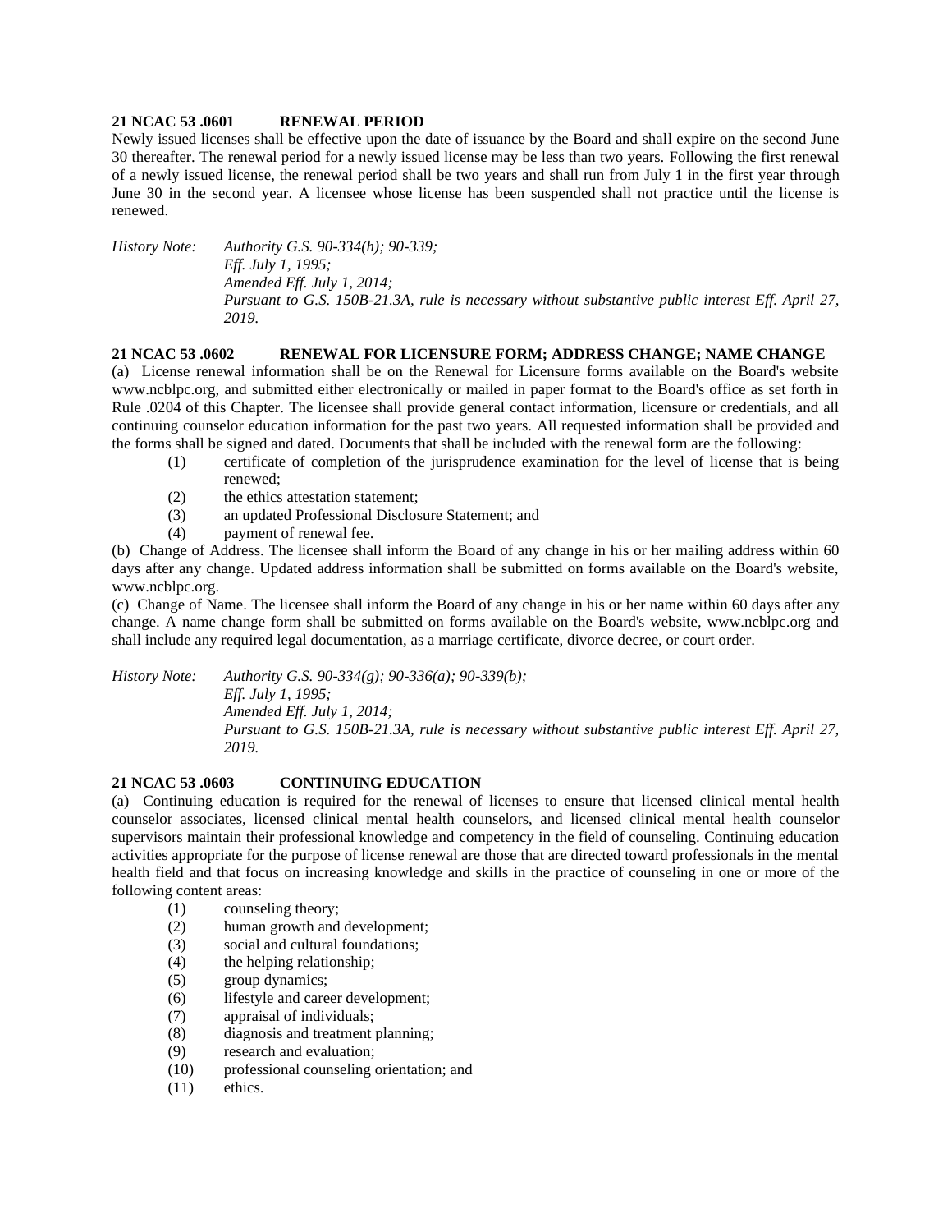**21 NCAC 53 .0601 RENEWAL PERIOD**

Newly issued licenses shall be effective upon the date of issuance by the Board and shall expire on the second June 30 thereafter. The renewal period for a newly issued license may be less than two years. Following the first renewal of a newly issued license, the renewal period shall be two years and shall run from July 1 in the first year through June 30 in the second year. A licensee whose license has been suspended shall not practice until the license is renewed.

*History Note: Authority G.S. 90-334(h); 90-339;*
*Eff. July 1, 1995;*
*Amended Eff. July 1, 2014;*
*Pursuant to G.S. 150B-21.3A, rule is necessary without substantive public interest Eff. April 27, 2019.*

**21 NCAC 53 .0602 RENEWAL FOR LICENSURE FORM; ADDRESS CHANGE; NAME CHANGE**

(a) License renewal information shall be on the Renewal for Licensure forms available on the Board's website www.ncblpc.org, and submitted either electronically or mailed in paper format to the Board's office as set forth in Rule .0204 of this Chapter. The licensee shall provide general contact information, licensure or credentials, and all continuing counselor education information for the past two years. All requested information shall be provided and the forms shall be signed and dated. Documents that shall be included with the renewal form are the following:

- (1) certificate of completion of the jurisprudence examination for the level of license that is being renewed;
- (2) the ethics attestation statement;
- (3) an updated Professional Disclosure Statement; and
- (4) payment of renewal fee.

(b) Change of Address. The licensee shall inform the Board of any change in his or her mailing address within 60 days after any change. Updated address information shall be submitted on forms available on the Board's website, www.ncblpc.org.

(c) Change of Name. The licensee shall inform the Board of any change in his or her name within 60 days after any change. A name change form shall be submitted on forms available on the Board's website, www.ncblpc.org and shall include any required legal documentation, as a marriage certificate, divorce decree, or court order.

*History Note: Authority G.S. 90-334(g); 90-336(a); 90-339(b);*
*Eff. July 1, 1995;*
*Amended Eff. July 1, 2014;*
*Pursuant to G.S. 150B-21.3A, rule is necessary without substantive public interest Eff. April 27, 2019.*

**21 NCAC 53 .0603 CONTINUING EDUCATION**

(a) Continuing education is required for the renewal of licenses to ensure that licensed clinical mental health counselor associates, licensed clinical mental health counselors, and licensed clinical mental health counselor supervisors maintain their professional knowledge and competency in the field of counseling. Continuing education activities appropriate for the purpose of license renewal are those that are directed toward professionals in the mental health field and that focus on increasing knowledge and skills in the practice of counseling in one or more of the following content areas:

- (1) counseling theory;
- (2) human growth and development;
- (3) social and cultural foundations;
- (4) the helping relationship;
- (5) group dynamics;
- (6) lifestyle and career development;
- (7) appraisal of individuals;
- (8) diagnosis and treatment planning;
- (9) research and evaluation;
- (10) professional counseling orientation; and
- (11) ethics.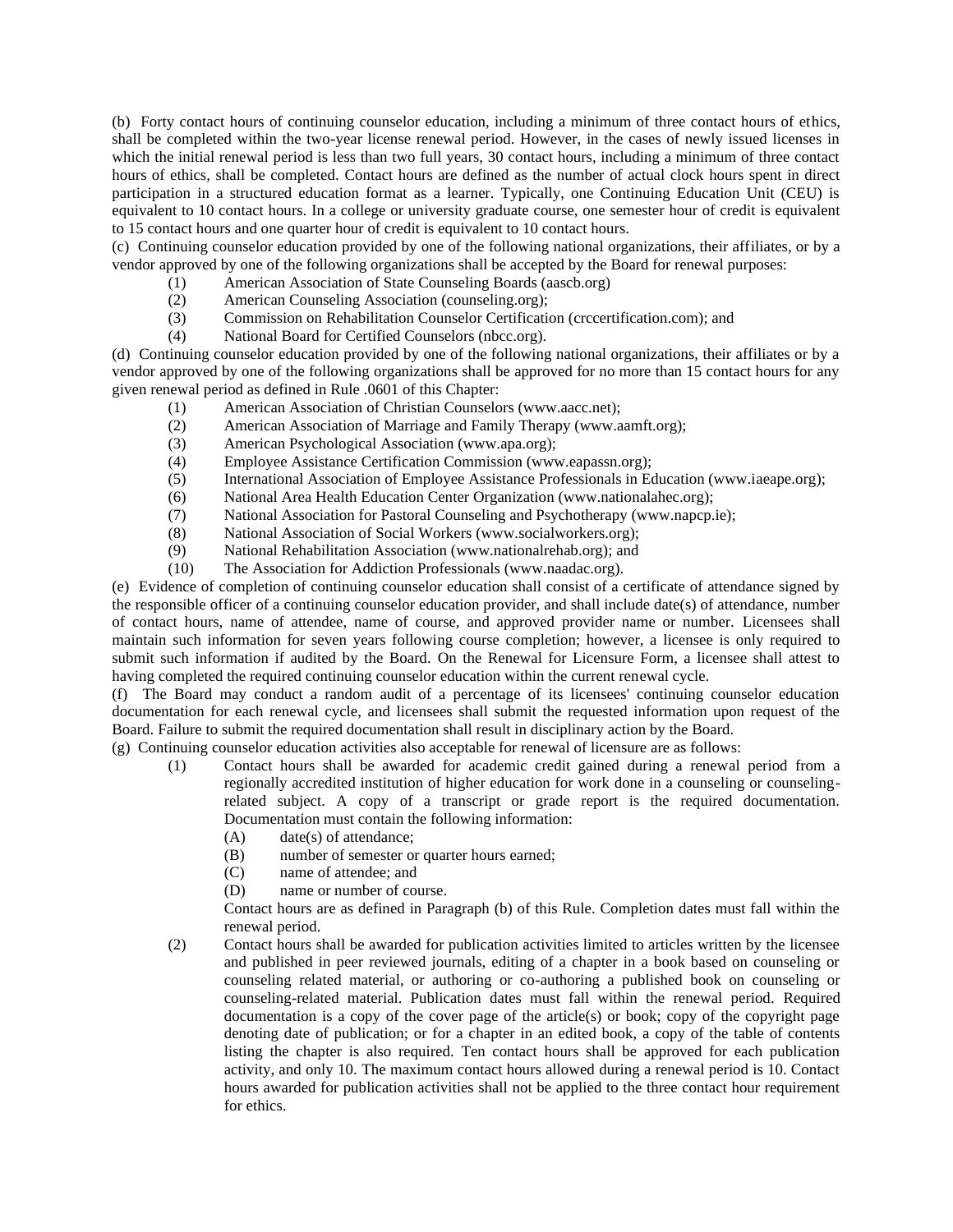(b) Forty contact hours of continuing counselor education, including a minimum of three contact hours of ethics, shall be completed within the two-year license renewal period. However, in the cases of newly issued licenses in which the initial renewal period is less than two full years, 30 contact hours, including a minimum of three contact hours of ethics, shall be completed. Contact hours are defined as the number of actual clock hours spent in direct participation in a structured education format as a learner. Typically, one Continuing Education Unit (CEU) is equivalent to 10 contact hours. In a college or university graduate course, one semester hour of credit is equivalent to 15 contact hours and one quarter hour of credit is equivalent to 10 contact hours.

(c) Continuing counselor education provided by one of the following national organizations, their affiliates, or by a vendor approved by one of the following organizations shall be accepted by the Board for renewal purposes:

- (1) American Association of State Counseling Boards (aascb.org)
- (2) American Counseling Association (counseling.org);
- (3) Commission on Rehabilitation Counselor Certification (crccertification.com); and
- (4) National Board for Certified Counselors (nbcc.org).

(d) Continuing counselor education provided by one of the following national organizations, their affiliates or by a vendor approved by one of the following organizations shall be approved for no more than 15 contact hours for any given renewal period as defined in Rule .0601 of this Chapter:

- (1) American Association of Christian Counselors (www.aacc.net);
- (2) American Association of Marriage and Family Therapy (www.aamft.org);
- (3) American Psychological Association (www.apa.org);
- (4) Employee Assistance Certification Commission (www.eapassn.org);
- (5) International Association of Employee Assistance Professionals in Education (www.iaeape.org);
- (6) National Area Health Education Center Organization (www.nationalahec.org);
- (7) National Association for Pastoral Counseling and Psychotherapy (www.napcp.ie);
- (8) National Association of Social Workers (www.socialworkers.org);
- (9) National Rehabilitation Association (www.nationalrehab.org); and
- (10) The Association for Addiction Professionals (www.naadac.org).

(e) Evidence of completion of continuing counselor education shall consist of a certificate of attendance signed by the responsible officer of a continuing counselor education provider, and shall include date(s) of attendance, number of contact hours, name of attendee, name of course, and approved provider name or number. Licensees shall maintain such information for seven years following course completion; however, a licensee is only required to submit such information if audited by the Board. On the Renewal for Licensure Form, a licensee shall attest to having completed the required continuing counselor education within the current renewal cycle.

(f) The Board may conduct a random audit of a percentage of its licensees' continuing counselor education documentation for each renewal cycle, and licensees shall submit the requested information upon request of the Board. Failure to submit the required documentation shall result in disciplinary action by the Board.

(g) Continuing counselor education activities also acceptable for renewal of licensure are as follows:

- (1) Contact hours shall be awarded for academic credit gained during a renewal period from a regionally accredited institution of higher education for work done in a counseling or counseling-related subject. A copy of a transcript or grade report is the required documentation. Documentation must contain the following information:
  - (A) date(s) of attendance;
  - (B) number of semester or quarter hours earned;
  - (C) name of attendee; and
  - (D) name or number of course.

  Contact hours are as defined in Paragraph (b) of this Rule. Completion dates must fall within the renewal period.
- (2) Contact hours shall be awarded for publication activities limited to articles written by the licensee and published in peer reviewed journals, editing of a chapter in a book based on counseling or counseling related material, or authoring or co-authoring a published book on counseling or counseling-related material. Publication dates must fall within the renewal period. Required documentation is a copy of the cover page of the article(s) or book; copy of the copyright page denoting date of publication; or for a chapter in an edited book, a copy of the table of contents listing the chapter is also required. Ten contact hours shall be approved for each publication activity, and only 10. The maximum contact hours allowed during a renewal period is 10. Contact hours awarded for publication activities shall not be applied to the three contact hour requirement for ethics.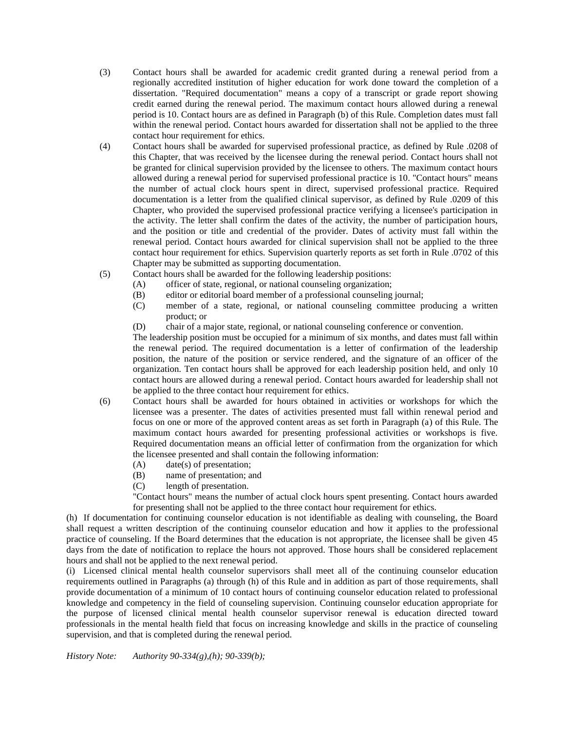(3) Contact hours shall be awarded for academic credit granted during a renewal period from a regionally accredited institution of higher education for work done toward the completion of a dissertation. "Required documentation" means a copy of a transcript or grade report showing credit earned during the renewal period. The maximum contact hours allowed during a renewal period is 10. Contact hours are as defined in Paragraph (b) of this Rule. Completion dates must fall within the renewal period. Contact hours awarded for dissertation shall not be applied to the three contact hour requirement for ethics.

(4) Contact hours shall be awarded for supervised professional practice, as defined by Rule .0208 of this Chapter, that was received by the licensee during the renewal period. Contact hours shall not be granted for clinical supervision provided by the licensee to others. The maximum contact hours allowed during a renewal period for supervised professional practice is 10. "Contact hours" means the number of actual clock hours spent in direct, supervised professional practice. Required documentation is a letter from the qualified clinical supervisor, as defined by Rule .0209 of this Chapter, who provided the supervised professional practice verifying a licensee's participation in the activity. The letter shall confirm the dates of the activity, the number of participation hours, and the position or title and credential of the provider. Dates of activity must fall within the renewal period. Contact hours awarded for clinical supervision shall not be applied to the three contact hour requirement for ethics. Supervision quarterly reports as set forth in Rule .0702 of this Chapter may be submitted as supporting documentation.

(5) Contact hours shall be awarded for the following leadership positions:

    (A) officer of state, regional, or national counseling organization;

    (B) editor or editorial board member of a professional counseling journal;

    (C) member of a state, regional, or national counseling committee producing a written product; or

    (D) chair of a major state, regional, or national counseling conference or convention.

    The leadership position must be occupied for a minimum of six months, and dates must fall within the renewal period. The required documentation is a letter of confirmation of the leadership position, the nature of the position or service rendered, and the signature of an officer of the organization. Ten contact hours shall be approved for each leadership position held, and only 10 contact hours are allowed during a renewal period. Contact hours awarded for leadership shall not be applied to the three contact hour requirement for ethics.

(6) Contact hours shall be awarded for hours obtained in activities or workshops for which the licensee was a presenter. The dates of activities presented must fall within renewal period and focus on one or more of the approved content areas as set forth in Paragraph (a) of this Rule. The maximum contact hours awarded for presenting professional activities or workshops is five. Required documentation means an official letter of confirmation from the organization for which the licensee presented and shall contain the following information:

    (A) date(s) of presentation;

    (B) name of presentation; and

    (C) length of presentation.

    "Contact hours" means the number of actual clock hours spent presenting. Contact hours awarded for presenting shall not be applied to the three contact hour requirement for ethics.

(h) If documentation for continuing counselor education is not identifiable as dealing with counseling, the Board shall request a written description of the continuing counselor education and how it applies to the professional practice of counseling. If the Board determines that the education is not appropriate, the licensee shall be given 45 days from the date of notification to replace the hours not approved. Those hours shall be considered replacement hours and shall not be applied to the next renewal period.

(i) Licensed clinical mental health counselor supervisors shall meet all of the continuing counselor education requirements outlined in Paragraphs (a) through (h) of this Rule and in addition as part of those requirements, shall provide documentation of a minimum of 10 contact hours of continuing counselor education related to professional knowledge and competency in the field of counseling supervision. Continuing counselor education appropriate for the purpose of licensed clinical mental health counselor supervisor renewal is education directed toward professionals in the mental health field that focus on increasing knowledge and skills in the practice of counseling supervision, and that is completed during the renewal period.

*History Note: Authority 90-334(g),(h); 90-339(b);*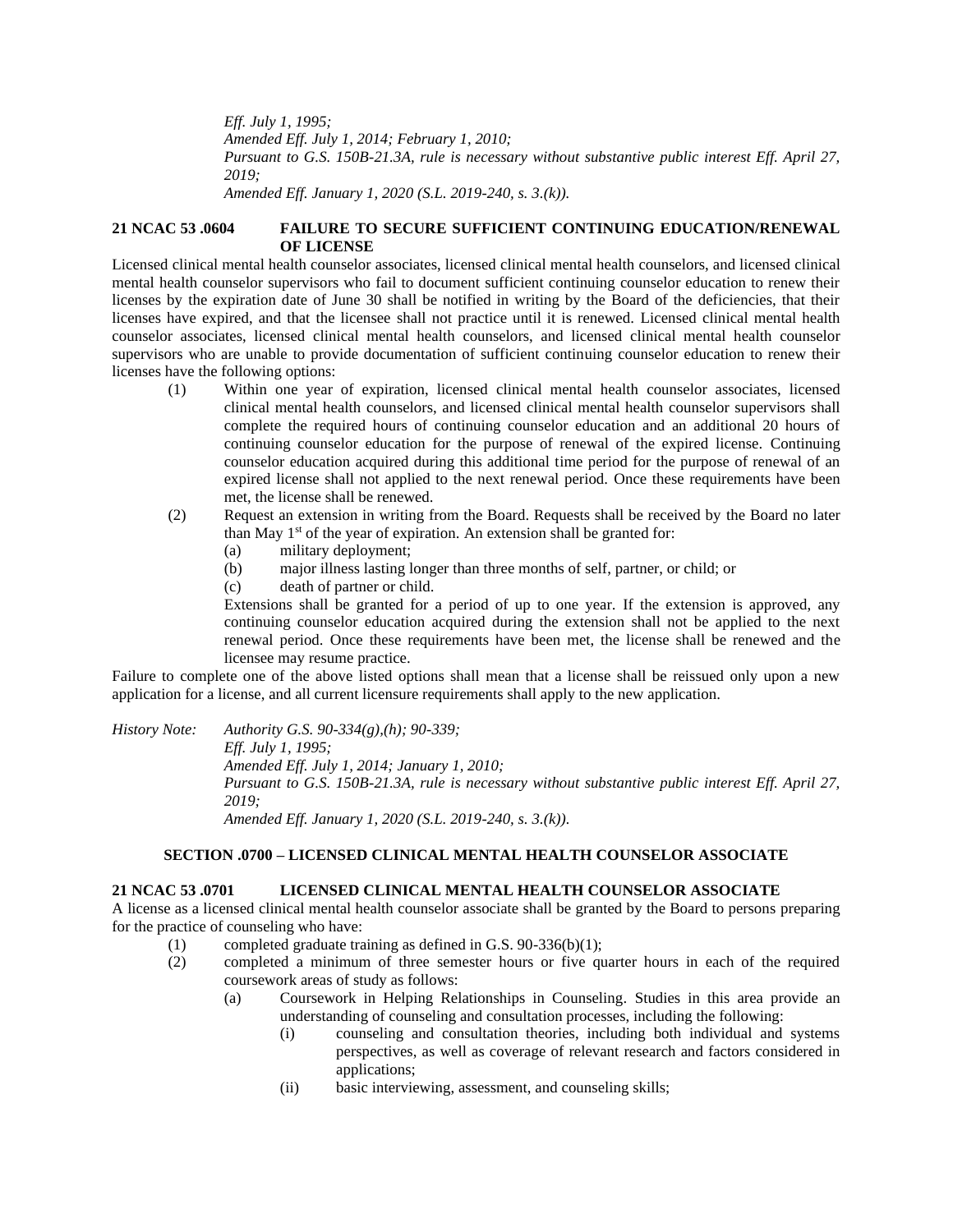*Eff. July 1, 1995;*
*Amended Eff. July 1, 2014; February 1, 2010;*
*Pursuant to G.S. 150B-21.3A, rule is necessary without substantive public interest Eff. April 27, 2019;*
*Amended Eff. January 1, 2020 (S.L. 2019-240, s. 3.(k)).*

**21 NCAC 53 .0604 FAILURE TO SECURE SUFFICIENT CONTINUING EDUCATION/RENEWAL OF LICENSE**

Licensed clinical mental health counselor associates, licensed clinical mental health counselors, and licensed clinical mental health counselor supervisors who fail to document sufficient continuing counselor education to renew their licenses by the expiration date of June 30 shall be notified in writing by the Board of the deficiencies, that their licenses have expired, and that the licensee shall not practice until it is renewed. Licensed clinical mental health counselor associates, licensed clinical mental health counselors, and licensed clinical mental health counselor supervisors who are unable to provide documentation of sufficient continuing counselor education to renew their licenses have the following options:

(1) Within one year of expiration, licensed clinical mental health counselor associates, licensed clinical mental health counselors, and licensed clinical mental health counselor supervisors shall complete the required hours of continuing counselor education and an additional 20 hours of continuing counselor education for the purpose of renewal of the expired license. Continuing counselor education acquired during this additional time period for the purpose of renewal of an expired license shall not applied to the next renewal period. Once these requirements have been met, the license shall be renewed.

(2) Request an extension in writing from the Board. Requests shall be received by the Board no later than May 1st of the year of expiration. An extension shall be granted for:
  - (a) military deployment;
  - (b) major illness lasting longer than three months of self, partner, or child; or
  - (c) death of partner or child.

  Extensions shall be granted for a period of up to one year. If the extension is approved, any continuing counselor education acquired during the extension shall not be applied to the next renewal period. Once these requirements have been met, the license shall be renewed and the licensee may resume practice.

Failure to complete one of the above listed options shall mean that a license shall be reissued only upon a new application for a license, and all current licensure requirements shall apply to the new application.

*History Note: Authority G.S. 90-334(g),(h); 90-339;*
*Eff. July 1, 1995;*
*Amended Eff. July 1, 2014; January 1, 2010;*
*Pursuant to G.S. 150B-21.3A, rule is necessary without substantive public interest Eff. April 27, 2019;*
*Amended Eff. January 1, 2020 (S.L. 2019-240, s. 3.(k)).*

## SECTION .0700 – LICENSED CLINICAL MENTAL HEALTH COUNSELOR ASSOCIATE

**21 NCAC 53 .0701 LICENSED CLINICAL MENTAL HEALTH COUNSELOR ASSOCIATE**

A license as a licensed clinical mental health counselor associate shall be granted by the Board to persons preparing for the practice of counseling who have:

(1) completed graduate training as defined in G.S. 90-336(b)(1);

(2) completed a minimum of three semester hours or five quarter hours in each of the required coursework areas of study as follows:
  - (a) Coursework in Helping Relationships in Counseling. Studies in this area provide an understanding of counseling and consultation processes, including the following:
    - (i) counseling and consultation theories, including both individual and systems perspectives, as well as coverage of relevant research and factors considered in applications;
    - (ii) basic interviewing, assessment, and counseling skills;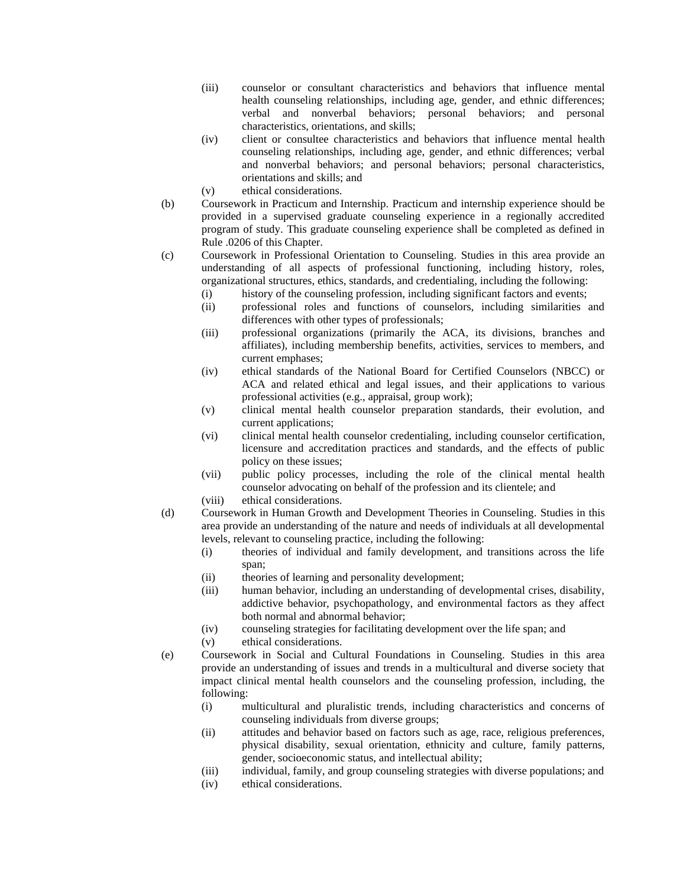- (iii) counselor or consultant characteristics and behaviors that influence mental health counseling relationships, including age, gender, and ethnic differences; verbal and nonverbal behaviors; personal behaviors; and personal characteristics, orientations, and skills;
- (iv) client or consultee characteristics and behaviors that influence mental health counseling relationships, including age, gender, and ethnic differences; verbal and nonverbal behaviors; and personal behaviors; personal characteristics, orientations and skills; and
- (v) ethical considerations.

(b) Coursework in Practicum and Internship. Practicum and internship experience should be provided in a supervised graduate counseling experience in a regionally accredited program of study. This graduate counseling experience shall be completed as defined in Rule .0206 of this Chapter.

(c) Coursework in Professional Orientation to Counseling. Studies in this area provide an understanding of all aspects of professional functioning, including history, roles, organizational structures, ethics, standards, and credentialing, including the following:

- (i) history of the counseling profession, including significant factors and events;
- (ii) professional roles and functions of counselors, including similarities and differences with other types of professionals;
- (iii) professional organizations (primarily the ACA, its divisions, branches and affiliates), including membership benefits, activities, services to members, and current emphases;
- (iv) ethical standards of the National Board for Certified Counselors (NBCC) or ACA and related ethical and legal issues, and their applications to various professional activities (e.g., appraisal, group work);
- (v) clinical mental health counselor preparation standards, their evolution, and current applications;
- (vi) clinical mental health counselor credentialing, including counselor certification, licensure and accreditation practices and standards, and the effects of public policy on these issues;
- (vii) public policy processes, including the role of the clinical mental health counselor advocating on behalf of the profession and its clientele; and
- (viii) ethical considerations.

(d) Coursework in Human Growth and Development Theories in Counseling. Studies in this area provide an understanding of the nature and needs of individuals at all developmental levels, relevant to counseling practice, including the following:

- (i) theories of individual and family development, and transitions across the life span;
- (ii) theories of learning and personality development;
- (iii) human behavior, including an understanding of developmental crises, disability, addictive behavior, psychopathology, and environmental factors as they affect both normal and abnormal behavior;
- (iv) counseling strategies for facilitating development over the life span; and
- (v) ethical considerations.

(e) Coursework in Social and Cultural Foundations in Counseling. Studies in this area provide an understanding of issues and trends in a multicultural and diverse society that impact clinical mental health counselors and the counseling profession, including, the following:

- (i) multicultural and pluralistic trends, including characteristics and concerns of counseling individuals from diverse groups;
- (ii) attitudes and behavior based on factors such as age, race, religious preferences, physical disability, sexual orientation, ethnicity and culture, family patterns, gender, socioeconomic status, and intellectual ability;
- (iii) individual, family, and group counseling strategies with diverse populations; and
- (iv) ethical considerations.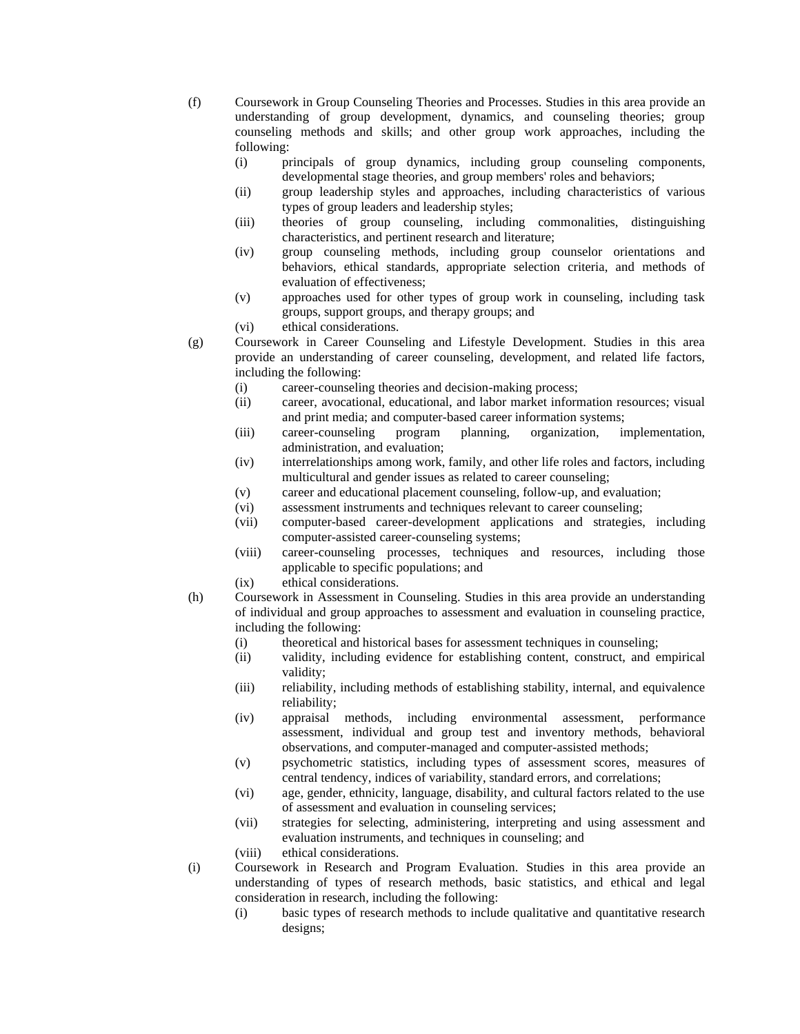(f) Coursework in Group Counseling Theories and Processes. Studies in this area provide an understanding of group development, dynamics, and counseling theories; group counseling methods and skills; and other group work approaches, including the following:

- (i) principals of group dynamics, including group counseling components, developmental stage theories, and group members' roles and behaviors;
- (ii) group leadership styles and approaches, including characteristics of various types of group leaders and leadership styles;
- (iii) theories of group counseling, including commonalities, distinguishing characteristics, and pertinent research and literature;
- (iv) group counseling methods, including group counselor orientations and behaviors, ethical standards, appropriate selection criteria, and methods of evaluation of effectiveness;
- (v) approaches used for other types of group work in counseling, including task groups, support groups, and therapy groups; and
- (vi) ethical considerations.

(g) Coursework in Career Counseling and Lifestyle Development. Studies in this area provide an understanding of career counseling, development, and related life factors, including the following:

- (i) career-counseling theories and decision-making process;
- (ii) career, avocational, educational, and labor market information resources; visual and print media; and computer-based career information systems;
- (iii) career-counseling program planning, organization, implementation, administration, and evaluation;
- (iv) interrelationships among work, family, and other life roles and factors, including multicultural and gender issues as related to career counseling;
- (v) career and educational placement counseling, follow-up, and evaluation;
- (vi) assessment instruments and techniques relevant to career counseling;
- (vii) computer-based career-development applications and strategies, including computer-assisted career-counseling systems;
- (viii) career-counseling processes, techniques and resources, including those applicable to specific populations; and
- (ix) ethical considerations.

(h) Coursework in Assessment in Counseling. Studies in this area provide an understanding of individual and group approaches to assessment and evaluation in counseling practice, including the following:

- (i) theoretical and historical bases for assessment techniques in counseling;
- (ii) validity, including evidence for establishing content, construct, and empirical validity;
- (iii) reliability, including methods of establishing stability, internal, and equivalence reliability;
- (iv) appraisal methods, including environmental assessment, performance assessment, individual and group test and inventory methods, behavioral observations, and computer-managed and computer-assisted methods;
- (v) psychometric statistics, including types of assessment scores, measures of central tendency, indices of variability, standard errors, and correlations;
- (vi) age, gender, ethnicity, language, disability, and cultural factors related to the use of assessment and evaluation in counseling services;
- (vii) strategies for selecting, administering, interpreting and using assessment and evaluation instruments, and techniques in counseling; and
- (viii) ethical considerations.

(i) Coursework in Research and Program Evaluation. Studies in this area provide an understanding of types of research methods, basic statistics, and ethical and legal consideration in research, including the following:

- (i) basic types of research methods to include qualitative and quantitative research designs;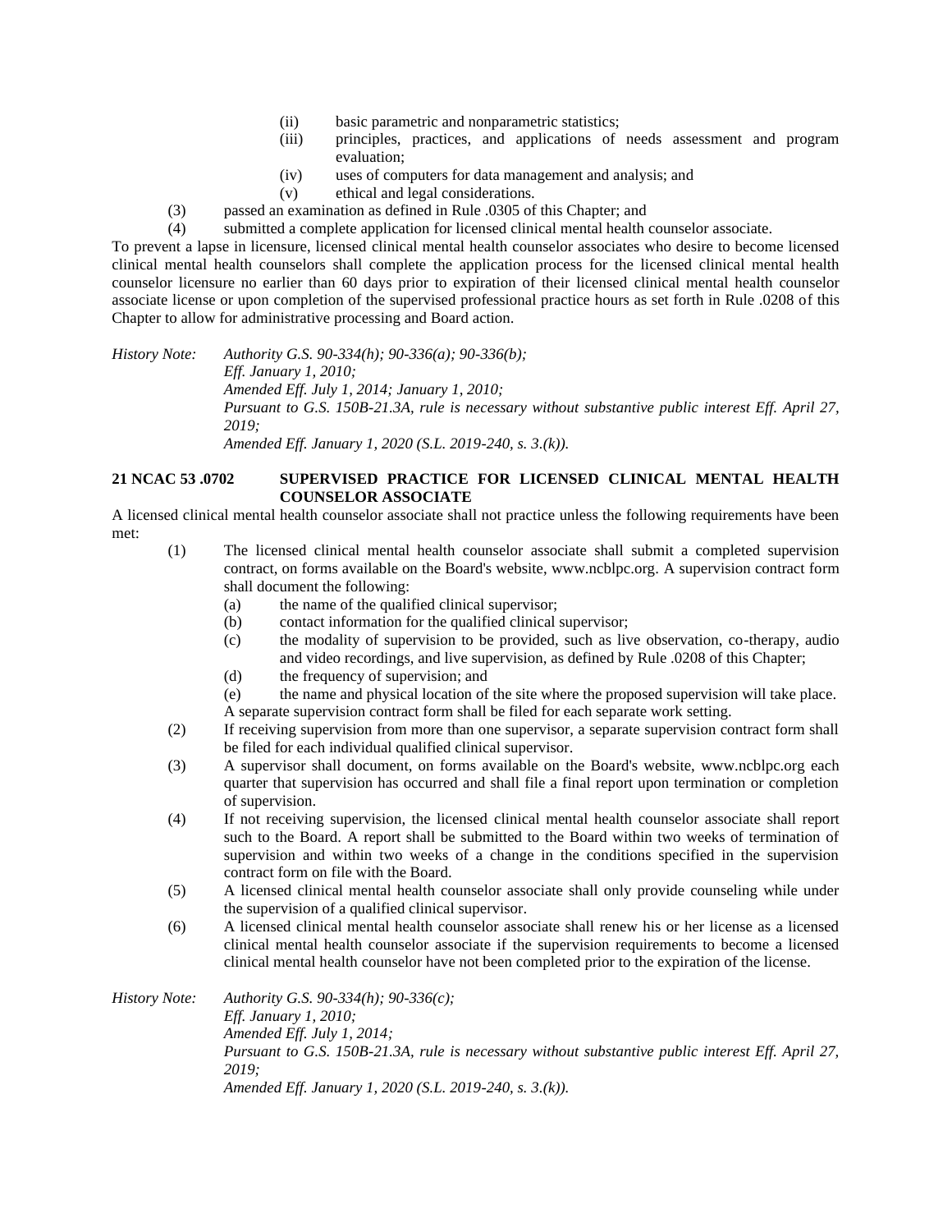(ii) basic parametric and nonparametric statistics;

(iii) principles, practices, and applications of needs assessment and program evaluation;

(iv) uses of computers for data management and analysis; and

(v) ethical and legal considerations.

(3) passed an examination as defined in Rule .0305 of this Chapter; and

(4) submitted a complete application for licensed clinical mental health counselor associate.

To prevent a lapse in licensure, licensed clinical mental health counselor associates who desire to become licensed clinical mental health counselors shall complete the application process for the licensed clinical mental health counselor licensure no earlier than 60 days prior to expiration of their licensed clinical mental health counselor associate license or upon completion of the supervised professional practice hours as set forth in Rule .0208 of this Chapter to allow for administrative processing and Board action.

*History Note: Authority G.S. 90-334(h); 90-336(a); 90-336(b);*
*Eff. January 1, 2010;*
*Amended Eff. July 1, 2014; January 1, 2010;*
*Pursuant to G.S. 150B-21.3A, rule is necessary without substantive public interest Eff. April 27, 2019;*
*Amended Eff. January 1, 2020 (S.L. 2019-240, s. 3.(k)).*

**21 NCAC 53 .0702 SUPERVISED PRACTICE FOR LICENSED CLINICAL MENTAL HEALTH COUNSELOR ASSOCIATE**

A licensed clinical mental health counselor associate shall not practice unless the following requirements have been met:

(1) The licensed clinical mental health counselor associate shall submit a completed supervision contract, on forms available on the Board's website, www.ncblpc.org. A supervision contract form shall document the following:

(a) the name of the qualified clinical supervisor;

(b) contact information for the qualified clinical supervisor;

(c) the modality of supervision to be provided, such as live observation, co-therapy, audio and video recordings, and live supervision, as defined by Rule .0208 of this Chapter;

(d) the frequency of supervision; and

(e) the name and physical location of the site where the proposed supervision will take place.

A separate supervision contract form shall be filed for each separate work setting.

(2) If receiving supervision from more than one supervisor, a separate supervision contract form shall be filed for each individual qualified clinical supervisor.

(3) A supervisor shall document, on forms available on the Board's website, www.ncblpc.org each quarter that supervision has occurred and shall file a final report upon termination or completion of supervision.

(4) If not receiving supervision, the licensed clinical mental health counselor associate shall report such to the Board. A report shall be submitted to the Board within two weeks of termination of supervision and within two weeks of a change in the conditions specified in the supervision contract form on file with the Board.

(5) A licensed clinical mental health counselor associate shall only provide counseling while under the supervision of a qualified clinical supervisor.

(6) A licensed clinical mental health counselor associate shall renew his or her license as a licensed clinical mental health counselor associate if the supervision requirements to become a licensed clinical mental health counselor have not been completed prior to the expiration of the license.

*History Note: Authority G.S. 90-334(h); 90-336(c);*
*Eff. January 1, 2010;*
*Amended Eff. July 1, 2014;*
*Pursuant to G.S. 150B-21.3A, rule is necessary without substantive public interest Eff. April 27, 2019;*
*Amended Eff. January 1, 2020 (S.L. 2019-240, s. 3.(k)).*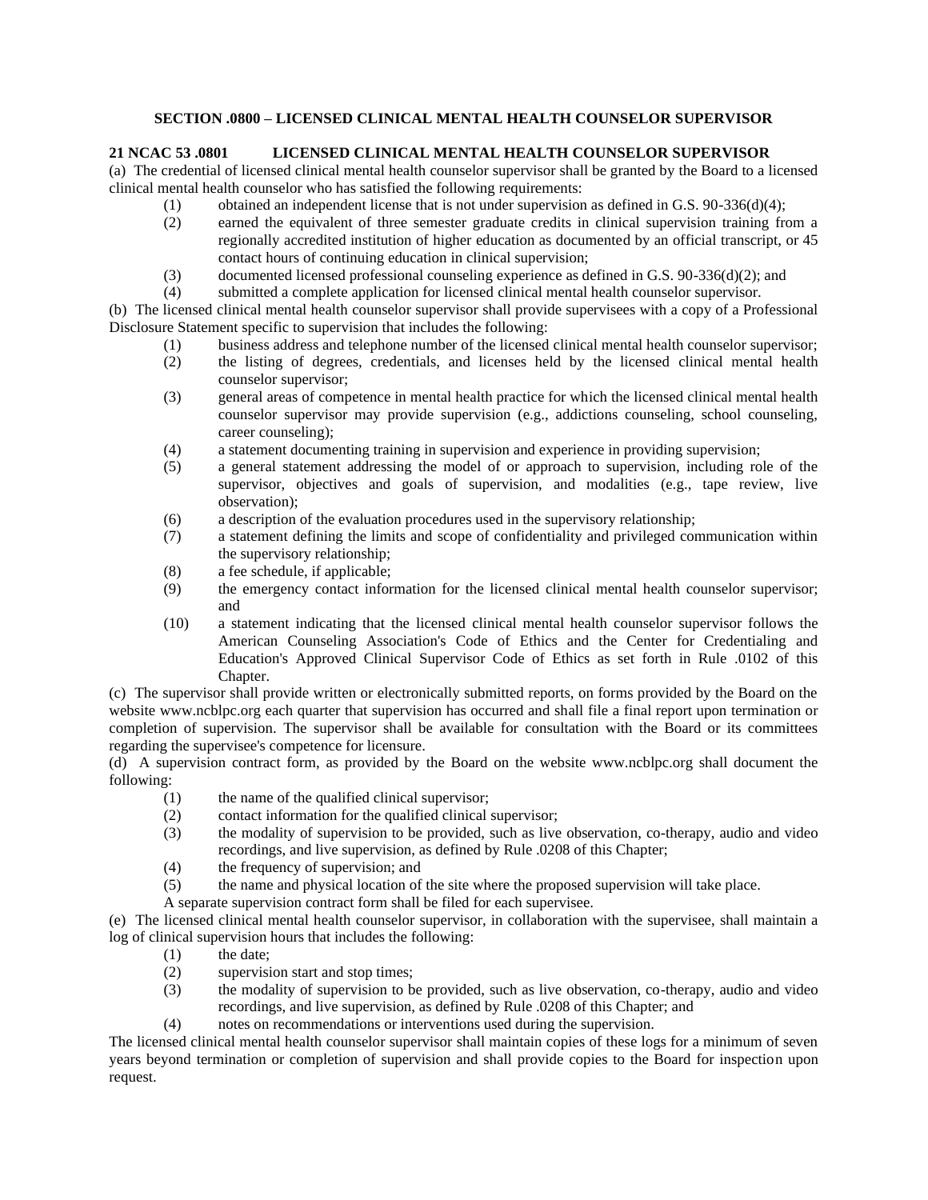## SECTION .0800 – LICENSED CLINICAL MENTAL HEALTH COUNSELOR SUPERVISOR

### 21 NCAC 53 .0801 LICENSED CLINICAL MENTAL HEALTH COUNSELOR SUPERVISOR

(a) The credential of licensed clinical mental health counselor supervisor shall be granted by the Board to a licensed clinical mental health counselor who has satisfied the following requirements:

- (1) obtained an independent license that is not under supervision as defined in G.S. 90-336(d)(4);
- (2) earned the equivalent of three semester graduate credits in clinical supervision training from a regionally accredited institution of higher education as documented by an official transcript, or 45 contact hours of continuing education in clinical supervision;
- (3) documented licensed professional counseling experience as defined in G.S. 90-336(d)(2); and
- (4) submitted a complete application for licensed clinical mental health counselor supervisor.

(b) The licensed clinical mental health counselor supervisor shall provide supervisees with a copy of a Professional Disclosure Statement specific to supervision that includes the following:

- (1) business address and telephone number of the licensed clinical mental health counselor supervisor;
- (2) the listing of degrees, credentials, and licenses held by the licensed clinical mental health counselor supervisor;
- (3) general areas of competence in mental health practice for which the licensed clinical mental health counselor supervisor may provide supervision (e.g., addictions counseling, school counseling, career counseling);
- (4) a statement documenting training in supervision and experience in providing supervision;
- (5) a general statement addressing the model of or approach to supervision, including role of the supervisor, objectives and goals of supervision, and modalities (e.g., tape review, live observation);
- (6) a description of the evaluation procedures used in the supervisory relationship;
- (7) a statement defining the limits and scope of confidentiality and privileged communication within the supervisory relationship;
- (8) a fee schedule, if applicable;
- (9) the emergency contact information for the licensed clinical mental health counselor supervisor; and
- (10) a statement indicating that the licensed clinical mental health counselor supervisor follows the American Counseling Association's Code of Ethics and the Center for Credentialing and Education's Approved Clinical Supervisor Code of Ethics as set forth in Rule .0102 of this Chapter.

(c) The supervisor shall provide written or electronically submitted reports, on forms provided by the Board on the website www.ncblpc.org each quarter that supervision has occurred and shall file a final report upon termination or completion of supervision. The supervisor shall be available for consultation with the Board or its committees regarding the supervisee's competence for licensure.

(d) A supervision contract form, as provided by the Board on the website www.ncblpc.org shall document the following:

- (1) the name of the qualified clinical supervisor;
- (2) contact information for the qualified clinical supervisor;
- (3) the modality of supervision to be provided, such as live observation, co-therapy, audio and video recordings, and live supervision, as defined by Rule .0208 of this Chapter;
- (4) the frequency of supervision; and
- (5) the name and physical location of the site where the proposed supervision will take place.

A separate supervision contract form shall be filed for each supervisee.

(e) The licensed clinical mental health counselor supervisor, in collaboration with the supervisee, shall maintain a log of clinical supervision hours that includes the following:

- (1) the date;
- (2) supervision start and stop times;
- (3) the modality of supervision to be provided, such as live observation, co-therapy, audio and video recordings, and live supervision, as defined by Rule .0208 of this Chapter; and
- (4) notes on recommendations or interventions used during the supervision.

The licensed clinical mental health counselor supervisor shall maintain copies of these logs for a minimum of seven years beyond termination or completion of supervision and shall provide copies to the Board for inspection upon request.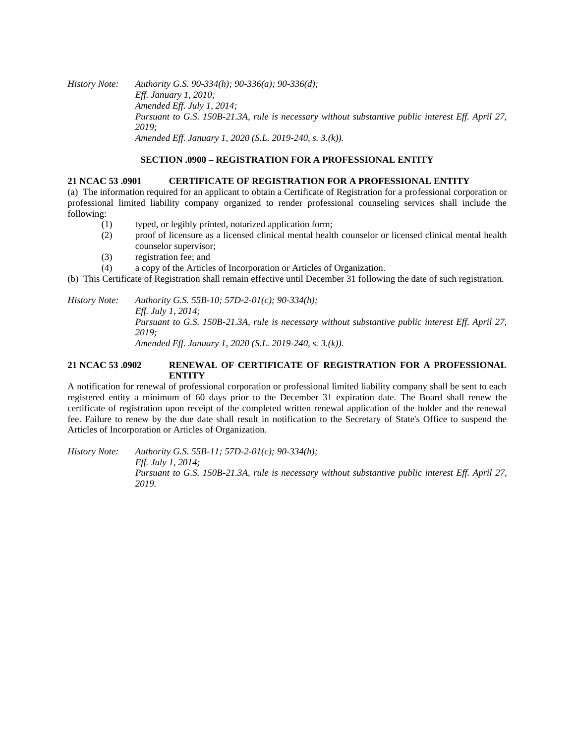*History Note: Authority G.S. 90-334(h); 90-336(a); 90-336(d);*
*Eff. January 1, 2010;*
*Amended Eff. July 1, 2014;*
*Pursuant to G.S. 150B-21.3A, rule is necessary without substantive public interest Eff. April 27, 2019;*
*Amended Eff. January 1, 2020 (S.L. 2019-240, s. 3.(k)).*

## SECTION .0900 – REGISTRATION FOR A PROFESSIONAL ENTITY

### 21 NCAC 53 .0901 CERTIFICATE OF REGISTRATION FOR A PROFESSIONAL ENTITY

(a) The information required for an applicant to obtain a Certificate of Registration for a professional corporation or professional limited liability company organized to render professional counseling services shall include the following:

(1) typed, or legibly printed, notarized application form;
(2) proof of licensure as a licensed clinical mental health counselor or licensed clinical mental health counselor supervisor;
(3) registration fee; and
(4) a copy of the Articles of Incorporation or Articles of Organization.

(b) This Certificate of Registration shall remain effective until December 31 following the date of such registration.

*History Note: Authority G.S. 55B-10; 57D-2-01(c); 90-334(h);*
*Eff. July 1, 2014;*
*Pursuant to G.S. 150B-21.3A, rule is necessary without substantive public interest Eff. April 27, 2019;*
*Amended Eff. January 1, 2020 (S.L. 2019-240, s. 3.(k)).*

### 21 NCAC 53 .0902 RENEWAL OF CERTIFICATE OF REGISTRATION FOR A PROFESSIONAL ENTITY

A notification for renewal of professional corporation or professional limited liability company shall be sent to each registered entity a minimum of 60 days prior to the December 31 expiration date. The Board shall renew the certificate of registration upon receipt of the completed written renewal application of the holder and the renewal fee. Failure to renew by the due date shall result in notification to the Secretary of State's Office to suspend the Articles of Incorporation or Articles of Organization.

*History Note: Authority G.S. 55B-11; 57D-2-01(c); 90-334(h);*
*Eff. July 1, 2014;*
*Pursuant to G.S. 150B-21.3A, rule is necessary without substantive public interest Eff. April 27, 2019.*